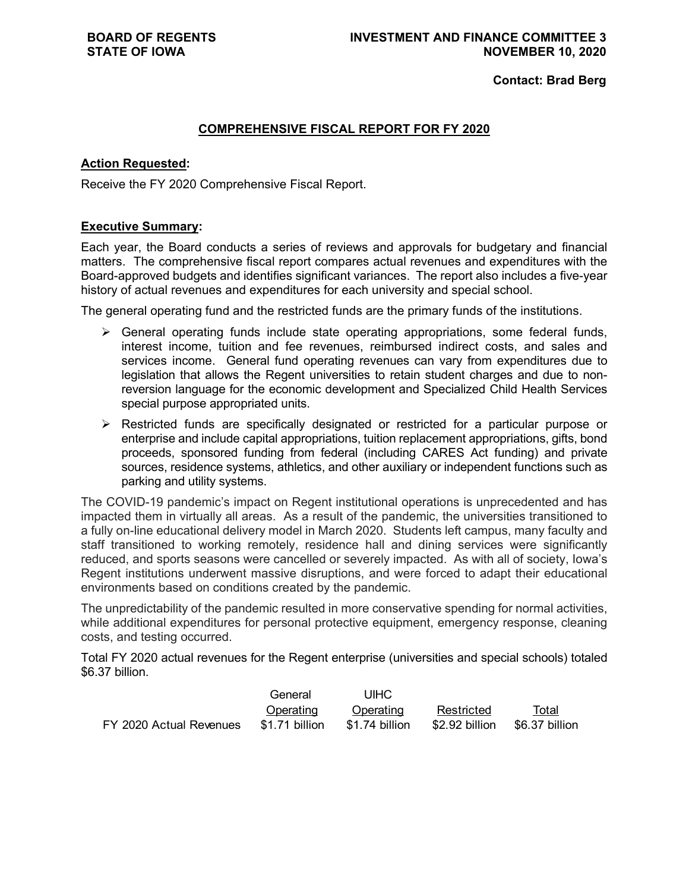**BOARD OF REGENTS**
**STATE OF IOWA**

**INVESTMENT AND FINANCE COMMITTEE 3**
**NOVEMBER 10, 2020**

**Contact: Brad Berg**

## COMPREHENSIVE FISCAL REPORT FOR FY 2020

**Action Requested:**

Receive the FY 2020 Comprehensive Fiscal Report.

**Executive Summary:**

Each year, the Board conducts a series of reviews and approvals for budgetary and financial matters. The comprehensive fiscal report compares actual revenues and expenditures with the Board-approved budgets and identifies significant variances. The report also includes a five-year history of actual revenues and expenditures for each university and special school.

The general operating fund and the restricted funds are the primary funds of the institutions.

- General operating funds include state operating appropriations, some federal funds, interest income, tuition and fee revenues, reimbursed indirect costs, and sales and services income. General fund operating revenues can vary from expenditures due to legislation that allows the Regent universities to retain student charges and due to non-reversion language for the economic development and Specialized Child Health Services special purpose appropriated units.
- Restricted funds are specifically designated or restricted for a particular purpose or enterprise and include capital appropriations, tuition replacement appropriations, gifts, bond proceeds, sponsored funding from federal (including CARES Act funding) and private sources, residence systems, athletics, and other auxiliary or independent functions such as parking and utility systems.

The COVID-19 pandemic's impact on Regent institutional operations is unprecedented and has impacted them in virtually all areas. As a result of the pandemic, the universities transitioned to a fully on-line educational delivery model in March 2020. Students left campus, many faculty and staff transitioned to working remotely, residence hall and dining services were significantly reduced, and sports seasons were cancelled or severely impacted. As with all of society, Iowa's Regent institutions underwent massive disruptions, and were forced to adapt their educational environments based on conditions created by the pandemic.

The unpredictability of the pandemic resulted in more conservative spending for normal activities, while additional expenditures for personal protective equipment, emergency response, cleaning costs, and testing occurred.

Total FY 2020 actual revenues for the Regent enterprise (universities and special schools) totaled $6.37 billion.

| | General Operating | UIHC Operating | Restricted | Total |
|---|---|---|---|---|
| FY 2020 Actual Revenues | $1.71 billion | $1.74 billion | $2.92 billion | $6.37 billion |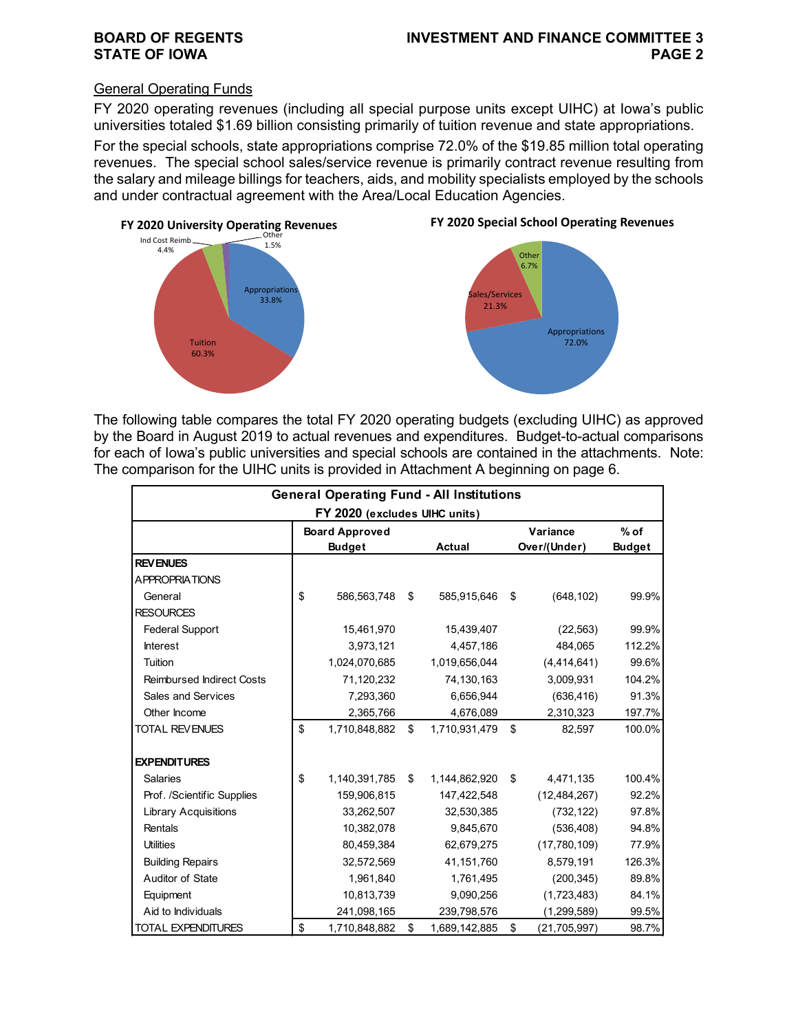## General Operating Funds

FY 2020 operating revenues (including all special purpose units except UIHC) at Iowa's public universities totaled $1.69 billion consisting primarily of tuition revenue and state appropriations.

For the special schools, state appropriations comprise 72.0% of the $19.85 million total operating revenues. The special school sales/service revenue is primarily contract revenue resulting from the salary and mileage billings for teachers, aids, and mobility specialists employed by the schools and under contractual agreement with the Area/Local Education Agencies.

**FY 2020 University Operating Revenues**

| Category | Percent |
|---|---|
| Appropriations | 33.8% |
| Tuition | 60.3% |
| Ind Cost Reimb | 4.4% |
| Other | 1.5% |

**FY 2020 Special School Operating Revenues**

| Category | Percent |
|---|---|
| Appropriations | 72.0% |
| Sales/Services | 21.3% |
| Other | 6.7% |

The following table compares the total FY 2020 operating budgets (excluding UIHC) as approved by the Board in August 2019 to actual revenues and expenditures. Budget-to-actual comparisons for each of Iowa's public universities and special schools are contained in the attachments. Note: The comparison for the UIHC units is provided in Attachment A beginning on page 6.

**General Operating Fund - All Institutions**
**FY 2020 (excludes UIHC units)**

| | Board Approved Budget | Actual | Variance Over/(Under) | % of Budget |
|---|---|---|---|---|
| **REVENUES** | | | | |
| APPROPRIATIONS | | | | |
| General | $ 586,563,748 | $ 585,915,646 | $ (648,102) | 99.9% |
| RESOURCES | | | | |
| Federal Support | 15,461,970 | 15,439,407 | (22,563) | 99.9% |
| Interest | 3,973,121 | 4,457,186 | 484,065 | 112.2% |
| Tuition | 1,024,070,685 | 1,019,656,044 | (4,414,641) | 99.6% |
| Reimbursed Indirect Costs | 71,120,232 | 74,130,163 | 3,009,931 | 104.2% |
| Sales and Services | 7,293,360 | 6,656,944 | (636,416) | 91.3% |
| Other Income | 2,365,766 | 4,676,089 | 2,310,323 | 197.7% |
| TOTAL REVENUES | $ 1,710,848,882 | $ 1,710,931,479 | $ 82,597 | 100.0% |
| | | | | |
| **EXPENDITURES** | | | | |
| Salaries | $ 1,140,391,785 | $ 1,144,862,920 | $ 4,471,135 | 100.4% |
| Prof. /Scientific Supplies | 159,906,815 | 147,422,548 | (12,484,267) | 92.2% |
| Library Acquisitions | 33,262,507 | 32,530,385 | (732,122) | 97.8% |
| Rentals | 10,382,078 | 9,845,670 | (536,408) | 94.8% |
| Utilities | 80,459,384 | 62,679,275 | (17,780,109) | 77.9% |
| Building Repairs | 32,572,569 | 41,151,760 | 8,579,191 | 126.3% |
| Auditor of State | 1,961,840 | 1,761,495 | (200,345) | 89.8% |
| Equipment | 10,813,739 | 9,090,256 | (1,723,483) | 84.1% |
| Aid to Individuals | 241,098,165 | 239,798,576 | (1,299,589) | 99.5% |
| TOTAL EXPENDITURES | $ 1,710,848,882 | $ 1,689,142,885 | $ (21,705,997) | 98.7% |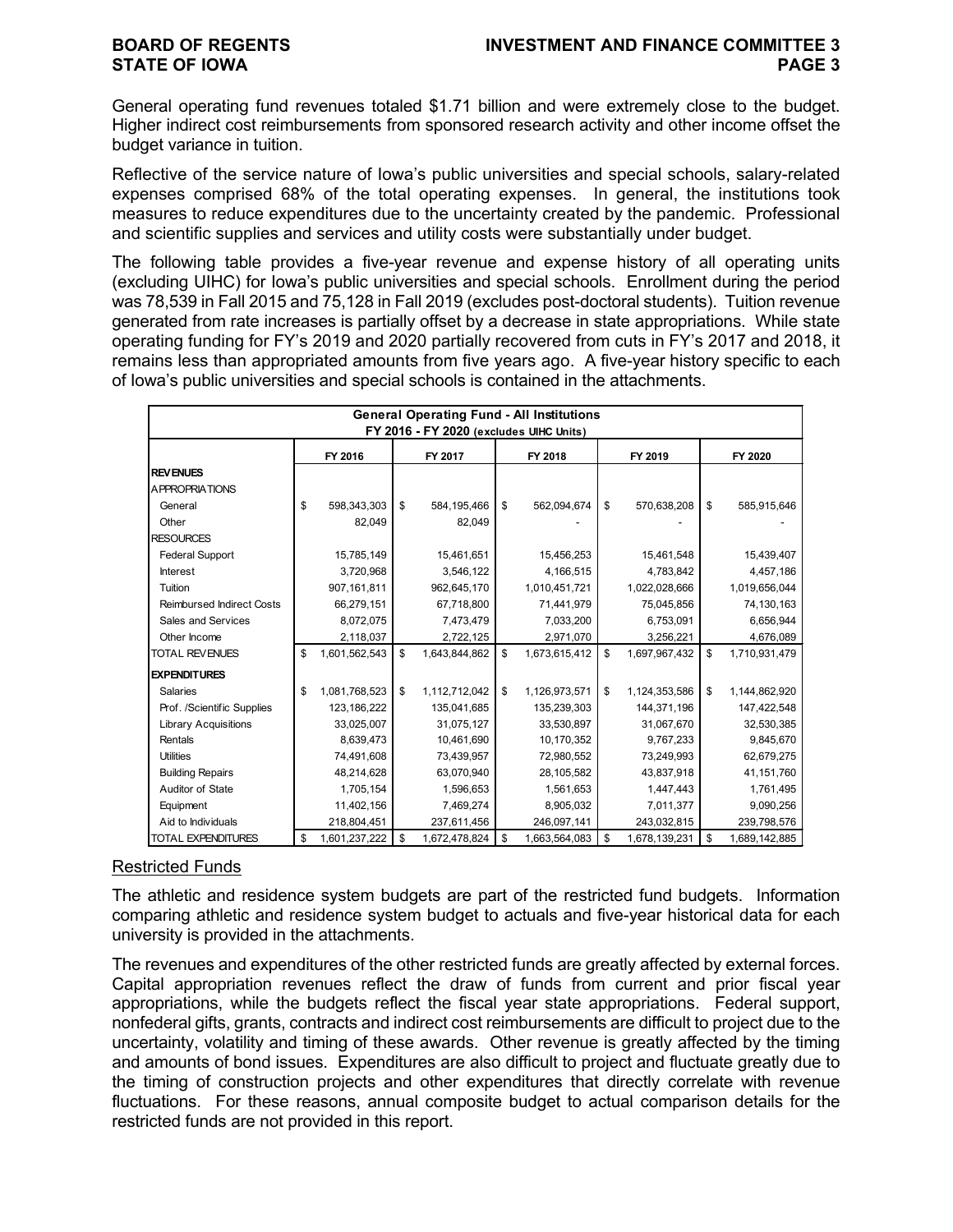General operating fund revenues totaled $1.71 billion and were extremely close to the budget. Higher indirect cost reimbursements from sponsored research activity and other income offset the budget variance in tuition.

Reflective of the service nature of Iowa's public universities and special schools, salary-related expenses comprised 68% of the total operating expenses. In general, the institutions took measures to reduce expenditures due to the uncertainty created by the pandemic. Professional and scientific supplies and services and utility costs were substantially under budget.

The following table provides a five-year revenue and expense history of all operating units (excluding UIHC) for Iowa's public universities and special schools. Enrollment during the period was 78,539 in Fall 2015 and 75,128 in Fall 2019 (excludes post-doctoral students). Tuition revenue generated from rate increases is partially offset by a decrease in state appropriations. While state operating funding for FY's 2019 and 2020 partially recovered from cuts in FY's 2017 and 2018, it remains less than appropriated amounts from five years ago. A five-year history specific to each of Iowa's public universities and special schools is contained in the attachments.

| General Operating Fund - All Institutions FY 2016 - FY 2020 (excludes UIHC Units) | | | | | |
|---|---|---|---|---|---|
| | FY 2016 | FY 2017 | FY 2018 | FY 2019 | FY 2020 |
| **REVENUES** | | | | | |
| APPROPRIATIONS | | | | | |
| General | $ 598,343,303 | $ 584,195,466 | $ 562,094,674 | $ 570,638,208 | $ 585,915,646 |
| Other | 82,049 | 82,049 | - | - | - |
| RESOURCES | | | | | |
| Federal Support | 15,785,149 | 15,461,651 | 15,456,253 | 15,461,548 | 15,439,407 |
| Interest | 3,720,968 | 3,546,122 | 4,166,515 | 4,783,842 | 4,457,186 |
| Tuition | 907,161,811 | 962,645,170 | 1,010,451,721 | 1,022,028,666 | 1,019,656,044 |
| Reimbursed Indirect Costs | 66,279,151 | 67,718,800 | 71,441,979 | 75,045,856 | 74,130,163 |
| Sales and Services | 8,072,075 | 7,473,479 | 7,033,200 | 6,753,091 | 6,656,944 |
| Other Income | 2,118,037 | 2,722,125 | 2,971,070 | 3,256,221 | 4,676,089 |
| TOTAL REVENUES | $ 1,601,562,543 | $ 1,643,844,862 | $ 1,673,615,412 | $ 1,697,967,432 | $ 1,710,931,479 |
| **EXPENDITURES** | | | | | |
| Salaries | $ 1,081,768,523 | $ 1,112,712,042 | $ 1,126,973,571 | $ 1,124,353,586 | $ 1,144,862,920 |
| Prof. /Scientific Supplies | 123,186,222 | 135,041,685 | 135,239,303 | 144,371,196 | 147,422,548 |
| Library Acquisitions | 33,025,007 | 31,075,127 | 33,530,897 | 31,067,670 | 32,530,385 |
| Rentals | 8,639,473 | 10,461,690 | 10,170,352 | 9,767,233 | 9,845,670 |
| Utilities | 74,491,608 | 73,439,957 | 72,980,552 | 73,249,993 | 62,679,275 |
| Building Repairs | 48,214,628 | 63,070,940 | 28,105,582 | 43,837,918 | 41,151,760 |
| Auditor of State | 1,705,154 | 1,596,653 | 1,561,653 | 1,447,443 | 1,761,495 |
| Equipment | 11,402,156 | 7,469,274 | 8,905,032 | 7,011,377 | 9,090,256 |
| Aid to Individuals | 218,804,451 | 237,611,456 | 246,097,141 | 243,032,815 | 239,798,576 |
| TOTAL EXPENDITURES | $ 1,601,237,222 | $ 1,672,478,824 | $ 1,663,564,083 | $ 1,678,139,231 | $ 1,689,142,885 |

## Restricted Funds

The athletic and residence system budgets are part of the restricted fund budgets. Information comparing athletic and residence system budget to actuals and five-year historical data for each university is provided in the attachments.

The revenues and expenditures of the other restricted funds are greatly affected by external forces. Capital appropriation revenues reflect the draw of funds from current and prior fiscal year appropriations, while the budgets reflect the fiscal year state appropriations. Federal support, nonfederal gifts, grants, contracts and indirect cost reimbursements are difficult to project due to the uncertainty, volatility and timing of these awards. Other revenue is greatly affected by the timing and amounts of bond issues. Expenditures are also difficult to project and fluctuate greatly due to the timing of construction projects and other expenditures that directly correlate with revenue fluctuations. For these reasons, annual composite budget to actual comparison details for the restricted funds are not provided in this report.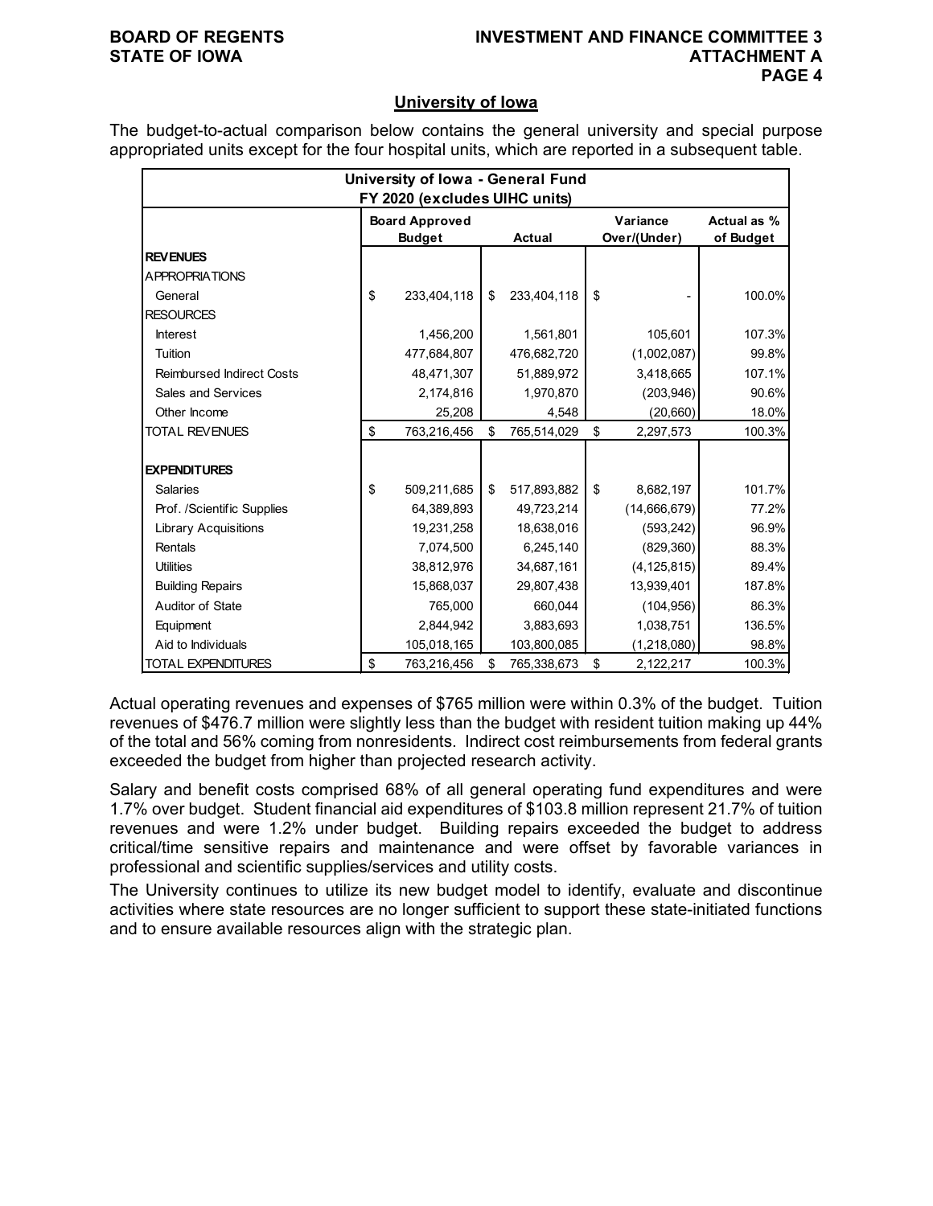## University of Iowa

The budget-to-actual comparison below contains the general university and special purpose appropriated units except for the four hospital units, which are reported in a subsequent table.

| University of Iowa - General Fund FY 2020 (excludes UIHC units) | | | | |
|---|---|---|---|---|
| | Board Approved Budget | Actual | Variance Over/(Under) | Actual as % of Budget |
| **REVENUES** | | | | |
| APPROPRIATIONS | | | | |
| General | $ 233,404,118 | $ 233,404,118 | $ - | 100.0% |
| RESOURCES | | | | |
| Interest | 1,456,200 | 1,561,801 | 105,601 | 107.3% |
| Tuition | 477,684,807 | 476,682,720 | (1,002,087) | 99.8% |
| Reimbursed Indirect Costs | 48,471,307 | 51,889,972 | 3,418,665 | 107.1% |
| Sales and Services | 2,174,816 | 1,970,870 | (203,946) | 90.6% |
| Other Income | 25,208 | 4,548 | (20,660) | 18.0% |
| TOTAL REVENUES | $ 763,216,456 | $ 765,514,029 | $ 2,297,573 | 100.3% |
| **EXPENDITURES** | | | | |
| Salaries | $ 509,211,685 | $ 517,893,882 | $ 8,682,197 | 101.7% |
| Prof. /Scientific Supplies | 64,389,893 | 49,723,214 | (14,666,679) | 77.2% |
| Library Acquisitions | 19,231,258 | 18,638,016 | (593,242) | 96.9% |
| Rentals | 7,074,500 | 6,245,140 | (829,360) | 88.3% |
| Utilities | 38,812,976 | 34,687,161 | (4,125,815) | 89.4% |
| Building Repairs | 15,868,037 | 29,807,438 | 13,939,401 | 187.8% |
| Auditor of State | 765,000 | 660,044 | (104,956) | 86.3% |
| Equipment | 2,844,942 | 3,883,693 | 1,038,751 | 136.5% |
| Aid to Individuals | 105,018,165 | 103,800,085 | (1,218,080) | 98.8% |
| TOTAL EXPENDITURES | $ 763,216,456 | $ 765,338,673 | $ 2,122,217 | 100.3% |

Actual operating revenues and expenses of $765 million were within 0.3% of the budget. Tuition revenues of $476.7 million were slightly less than the budget with resident tuition making up 44% of the total and 56% coming from nonresidents. Indirect cost reimbursements from federal grants exceeded the budget from higher than projected research activity.

Salary and benefit costs comprised 68% of all general operating fund expenditures and were 1.7% over budget. Student financial aid expenditures of $103.8 million represent 21.7% of tuition revenues and were 1.2% under budget. Building repairs exceeded the budget to address critical/time sensitive repairs and maintenance and were offset by favorable variances in professional and scientific supplies/services and utility costs.

The University continues to utilize its new budget model to identify, evaluate and discontinue activities where state resources are no longer sufficient to support these state-initiated functions and to ensure available resources align with the strategic plan.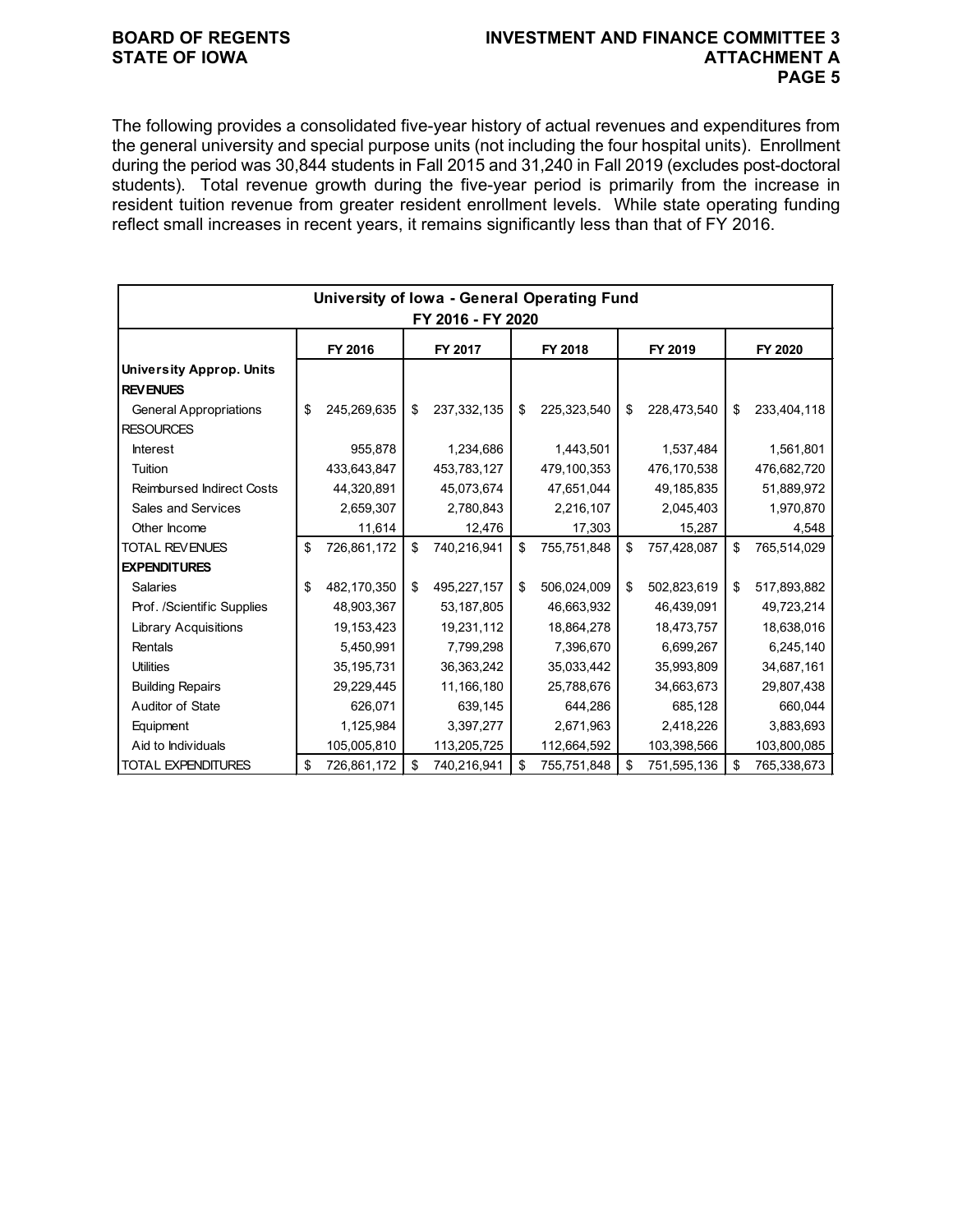The following provides a consolidated five-year history of actual revenues and expenditures from the general university and special purpose units (not including the four hospital units). Enrollment during the period was 30,844 students in Fall 2015 and 31,240 in Fall 2019 (excludes post-doctoral students). Total revenue growth during the five-year period is primarily from the increase in resident tuition revenue from greater resident enrollment levels. While state operating funding reflect small increases in recent years, it remains significantly less than that of FY 2016.

| University of Iowa - General Operating Fund FY 2016 - FY 2020 | | | | | |
|---|---|---|---|---|---|
| | FY 2016 | FY 2017 | FY 2018 | FY 2019 | FY 2020 |
| **University Approp. Units** | | | | | |
| **REVENUES** | | | | | |
| General Appropriations | $ 245,269,635 | $ 237,332,135 | $ 225,323,540 | $ 228,473,540 | $ 233,404,118 |
| RESOURCES | | | | | |
| Interest | 955,878 | 1,234,686 | 1,443,501 | 1,537,484 | 1,561,801 |
| Tuition | 433,643,847 | 453,783,127 | 479,100,353 | 476,170,538 | 476,682,720 |
| Reimbursed Indirect Costs | 44,320,891 | 45,073,674 | 47,651,044 | 49,185,835 | 51,889,972 |
| Sales and Services | 2,659,307 | 2,780,843 | 2,216,107 | 2,045,403 | 1,970,870 |
| Other Income | 11,614 | 12,476 | 17,303 | 15,287 | 4,548 |
| TOTAL REVENUES | $ 726,861,172 | $ 740,216,941 | $ 755,751,848 | $ 757,428,087 | $ 765,514,029 |
| **EXPENDITURES** | | | | | |
| Salaries | $ 482,170,350 | $ 495,227,157 | $ 506,024,009 | $ 502,823,619 | $ 517,893,882 |
| Prof. /Scientific Supplies | 48,903,367 | 53,187,805 | 46,663,932 | 46,439,091 | 49,723,214 |
| Library Acquisitions | 19,153,423 | 19,231,112 | 18,864,278 | 18,473,757 | 18,638,016 |
| Rentals | 5,450,991 | 7,799,298 | 7,396,670 | 6,699,267 | 6,245,140 |
| Utilities | 35,195,731 | 36,363,242 | 35,033,442 | 35,993,809 | 34,687,161 |
| Building Repairs | 29,229,445 | 11,166,180 | 25,788,676 | 34,663,673 | 29,807,438 |
| Auditor of State | 626,071 | 639,145 | 644,286 | 685,128 | 660,044 |
| Equipment | 1,125,984 | 3,397,277 | 2,671,963 | 2,418,226 | 3,883,693 |
| Aid to Individuals | 105,005,810 | 113,205,725 | 112,664,592 | 103,398,566 | 103,800,085 |
| TOTAL EXPENDITURES | $ 726,861,172 | $ 740,216,941 | $ 755,751,848 | $ 751,595,136 | $ 765,338,673 |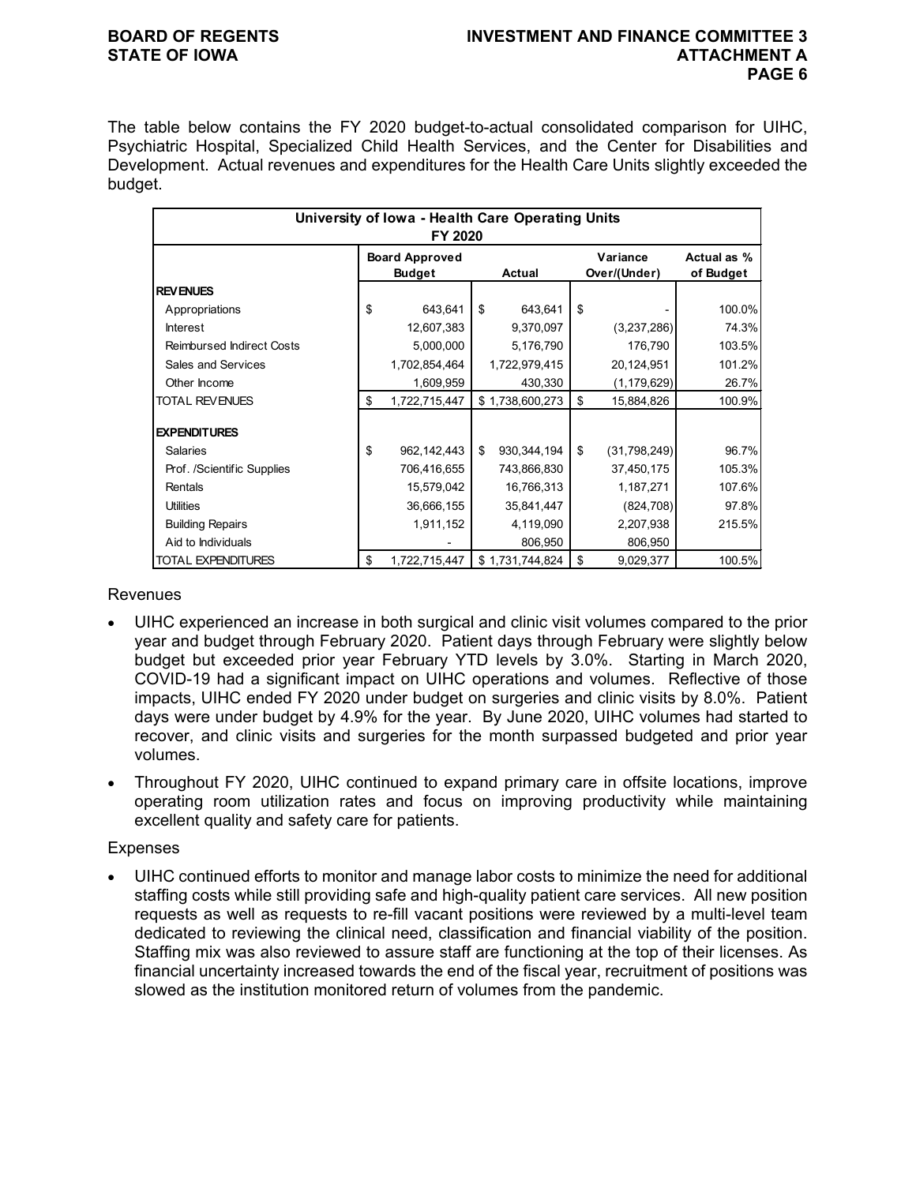The table below contains the FY 2020 budget-to-actual consolidated comparison for UIHC, Psychiatric Hospital, Specialized Child Health Services, and the Center for Disabilities and Development. Actual revenues and expenditures for the Health Care Units slightly exceeded the budget.

| University of Iowa - Health Care Operating Units FY 2020 | | | | |
|---|---|---|---|---|
| | Board Approved Budget | Actual | Variance Over/(Under) | Actual as % of Budget |
| **REVENUES** | | | | |
| Appropriations | $ 643,641 | $ 643,641 | $ - | 100.0% |
| Interest | 12,607,383 | 9,370,097 | (3,237,286) | 74.3% |
| Reimbursed Indirect Costs | 5,000,000 | 5,176,790 | 176,790 | 103.5% |
| Sales and Services | 1,702,854,464 | 1,722,979,415 | 20,124,951 | 101.2% |
| Other Income | 1,609,959 | 430,330 | (1,179,629) | 26.7% |
| TOTAL REVENUES | $ 1,722,715,447 | $ 1,738,600,273 | $ 15,884,826 | 100.9% |
| **EXPENDITURES** | | | | |
| Salaries | $ 962,142,443 | $ 930,344,194 | $ (31,798,249) | 96.7% |
| Prof. /Scientific Supplies | 706,416,655 | 743,866,830 | 37,450,175 | 105.3% |
| Rentals | 15,579,042 | 16,766,313 | 1,187,271 | 107.6% |
| Utilities | 36,666,155 | 35,841,447 | (824,708) | 97.8% |
| Building Repairs | 1,911,152 | 4,119,090 | 2,207,938 | 215.5% |
| Aid to Individuals | - | 806,950 | 806,950 | |
| TOTAL EXPENDITURES | $ 1,722,715,447 | $ 1,731,744,824 | $ 9,029,377 | 100.5% |

Revenues

- UIHC experienced an increase in both surgical and clinic visit volumes compared to the prior year and budget through February 2020. Patient days through February were slightly below budget but exceeded prior year February YTD levels by 3.0%. Starting in March 2020, COVID-19 had a significant impact on UIHC operations and volumes. Reflective of those impacts, UIHC ended FY 2020 under budget on surgeries and clinic visits by 8.0%. Patient days were under budget by 4.9% for the year. By June 2020, UIHC volumes had started to recover, and clinic visits and surgeries for the month surpassed budgeted and prior year volumes.
- Throughout FY 2020, UIHC continued to expand primary care in offsite locations, improve operating room utilization rates and focus on improving productivity while maintaining excellent quality and safety care for patients.

Expenses

- UIHC continued efforts to monitor and manage labor costs to minimize the need for additional staffing costs while still providing safe and high-quality patient care services. All new position requests as well as requests to re-fill vacant positions were reviewed by a multi-level team dedicated to reviewing the clinical need, classification and financial viability of the position. Staffing mix was also reviewed to assure staff are functioning at the top of their licenses. As financial uncertainty increased towards the end of the fiscal year, recruitment of positions was slowed as the institution monitored return of volumes from the pandemic.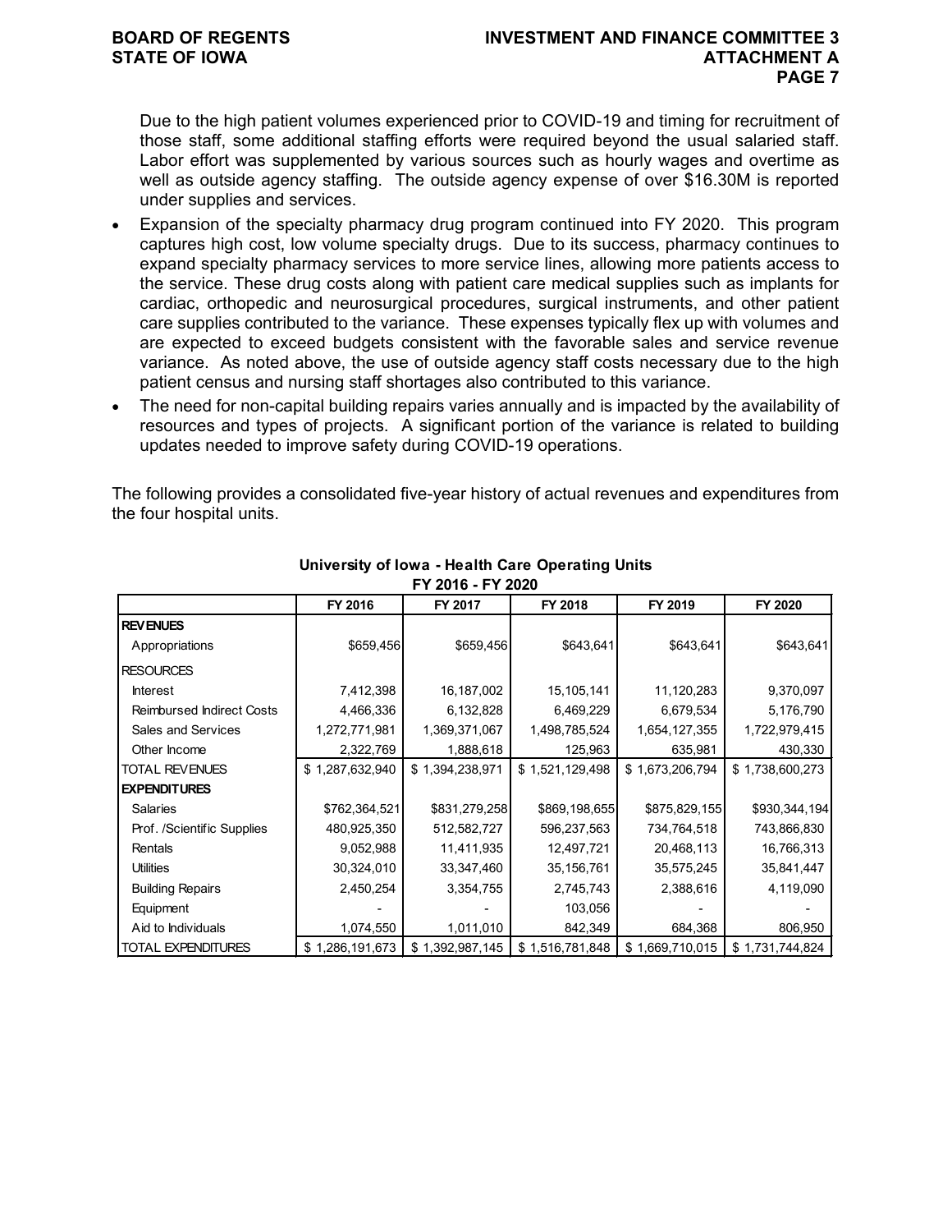Due to the high patient volumes experienced prior to COVID-19 and timing for recruitment of those staff, some additional staffing efforts were required beyond the usual salaried staff. Labor effort was supplemented by various sources such as hourly wages and overtime as well as outside agency staffing. The outside agency expense of over $16.30M is reported under supplies and services.

- Expansion of the specialty pharmacy drug program continued into FY 2020. This program captures high cost, low volume specialty drugs. Due to its success, pharmacy continues to expand specialty pharmacy services to more service lines, allowing more patients access to the service. These drug costs along with patient care medical supplies such as implants for cardiac, orthopedic and neurosurgical procedures, surgical instruments, and other patient care supplies contributed to the variance. These expenses typically flex up with volumes and are expected to exceed budgets consistent with the favorable sales and service revenue variance. As noted above, the use of outside agency staff costs necessary due to the high patient census and nursing staff shortages also contributed to this variance.
- The need for non-capital building repairs varies annually and is impacted by the availability of resources and types of projects. A significant portion of the variance is related to building updates needed to improve safety during COVID-19 operations.

The following provides a consolidated five-year history of actual revenues and expenditures from the four hospital units.

**University of Iowa - Health Care Operating Units**
**FY 2016 - FY 2020**

| | FY 2016 | FY 2017 | FY 2018 | FY 2019 | FY 2020 |
|---|---|---|---|---|---|
| **REVENUES** | | | | | |
| Appropriations | $659,456 | $659,456 | $643,641 | $643,641 | $643,641 |
| RESOURCES | | | | | |
| Interest | 7,412,398 | 16,187,002 | 15,105,141 | 11,120,283 | 9,370,097 |
| Reimbursed Indirect Costs | 4,466,336 | 6,132,828 | 6,469,229 | 6,679,534 | 5,176,790 |
| Sales and Services | 1,272,771,981 | 1,369,371,067 | 1,498,785,524 | 1,654,127,355 | 1,722,979,415 |
| Other Income | 2,322,769 | 1,888,618 | 125,963 | 635,981 | 430,330 |
| TOTAL REVENUES | $ 1,287,632,940 | $ 1,394,238,971 | $ 1,521,129,498 | $ 1,673,206,794 | $ 1,738,600,273 |
| **EXPENDITURES** | | | | | |
| Salaries | $762,364,521 | $831,279,258 | $869,198,655 | $875,829,155 | $930,344,194 |
| Prof. /Scientific Supplies | 480,925,350 | 512,582,727 | 596,237,563 | 734,764,518 | 743,866,830 |
| Rentals | 9,052,988 | 11,411,935 | 12,497,721 | 20,468,113 | 16,766,313 |
| Utilities | 30,324,010 | 33,347,460 | 35,156,761 | 35,575,245 | 35,841,447 |
| Building Repairs | 2,450,254 | 3,354,755 | 2,745,743 | 2,388,616 | 4,119,090 |
| Equipment | - | - | 103,056 | - | - |
| Aid to Individuals | 1,074,550 | 1,011,010 | 842,349 | 684,368 | 806,950 |
| TOTAL EXPENDITURES | $ 1,286,191,673 | $ 1,392,987,145 | $ 1,516,781,848 | $ 1,669,710,015 | $ 1,731,744,824 |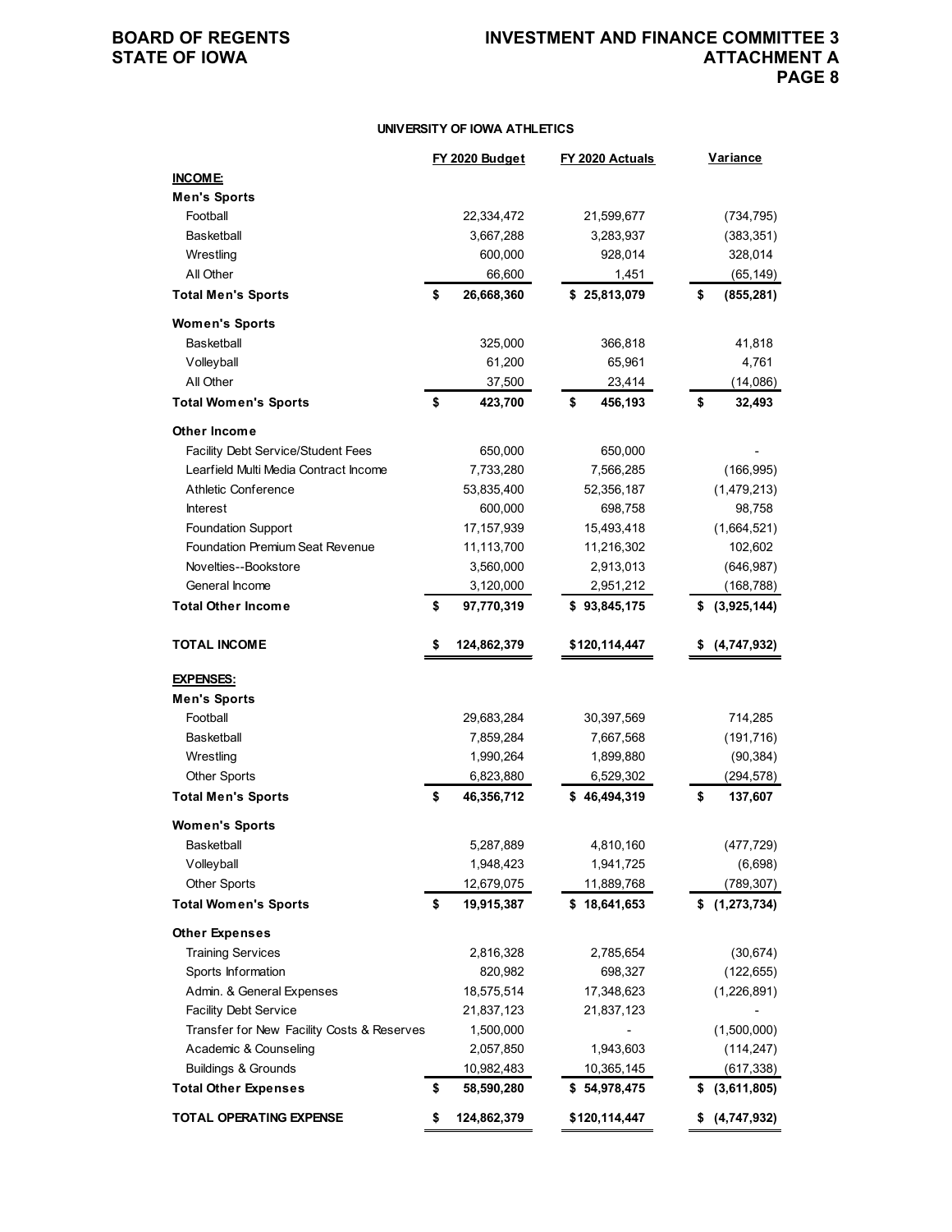**UNIVERSITY OF IOWA ATHLETICS**

| | FY 2020 Budget | FY 2020 Actuals | Variance |
|---|---|---|---|
| **INCOME:** | | | |
| **Men's Sports** | | | |
| Football | 22,334,472 | 21,599,677 | (734,795) |
| Basketball | 3,667,288 | 3,283,937 | (383,351) |
| Wrestling | 600,000 | 928,014 | 328,014 |
| All Other | 66,600 | 1,451 | (65,149) |
| **Total Men's Sports** | **$ 26,668,360** | **$ 25,813,079** | **$ (855,281)** |
| **Women's Sports** | | | |
| Basketball | 325,000 | 366,818 | 41,818 |
| Volleyball | 61,200 | 65,961 | 4,761 |
| All Other | 37,500 | 23,414 | (14,086) |
| **Total Women's Sports** | **$ 423,700** | **$ 456,193** | **$ 32,493** |
| **Other Income** | | | |
| Facility Debt Service/Student Fees | 650,000 | 650,000 | - |
| Learfield Multi Media Contract Income | 7,733,280 | 7,566,285 | (166,995) |
| Athletic Conference | 53,835,400 | 52,356,187 | (1,479,213) |
| Interest | 600,000 | 698,758 | 98,758 |
| Foundation Support | 17,157,939 | 15,493,418 | (1,664,521) |
| Foundation Premium Seat Revenue | 11,113,700 | 11,216,302 | 102,602 |
| Novelties--Bookstore | 3,560,000 | 2,913,013 | (646,987) |
| General Income | 3,120,000 | 2,951,212 | (168,788) |
| **Total Other Income** | **$ 97,770,319** | **$ 93,845,175** | **$ (3,925,144)** |
| **TOTAL INCOME** | **$ 124,862,379** | **$120,114,447** | **$ (4,747,932)** |
| **EXPENSES:** | | | |
| **Men's Sports** | | | |
| Football | 29,683,284 | 30,397,569 | 714,285 |
| Basketball | 7,859,284 | 7,667,568 | (191,716) |
| Wrestling | 1,990,264 | 1,899,880 | (90,384) |
| Other Sports | 6,823,880 | 6,529,302 | (294,578) |
| **Total Men's Sports** | **$ 46,356,712** | **$ 46,494,319** | **$ 137,607** |
| **Women's Sports** | | | |
| Basketball | 5,287,889 | 4,810,160 | (477,729) |
| Volleyball | 1,948,423 | 1,941,725 | (6,698) |
| Other Sports | 12,679,075 | 11,889,768 | (789,307) |
| **Total Women's Sports** | **$ 19,915,387** | **$ 18,641,653** | **$ (1,273,734)** |
| **Other Expenses** | | | |
| Training Services | 2,816,328 | 2,785,654 | (30,674) |
| Sports Information | 820,982 | 698,327 | (122,655) |
| Admin. & General Expenses | 18,575,514 | 17,348,623 | (1,226,891) |
| Facility Debt Service | 21,837,123 | 21,837,123 | - |
| Transfer for New Facility Costs & Reserves | 1,500,000 | - | (1,500,000) |
| Academic & Counseling | 2,057,850 | 1,943,603 | (114,247) |
| Buildings & Grounds | 10,982,483 | 10,365,145 | (617,338) |
| **Total Other Expenses** | **$ 58,590,280** | **$ 54,978,475** | **$ (3,611,805)** |
| **TOTAL OPERATING EXPENSE** | **$ 124,862,379** | **$120,114,447** | **$ (4,747,932)** |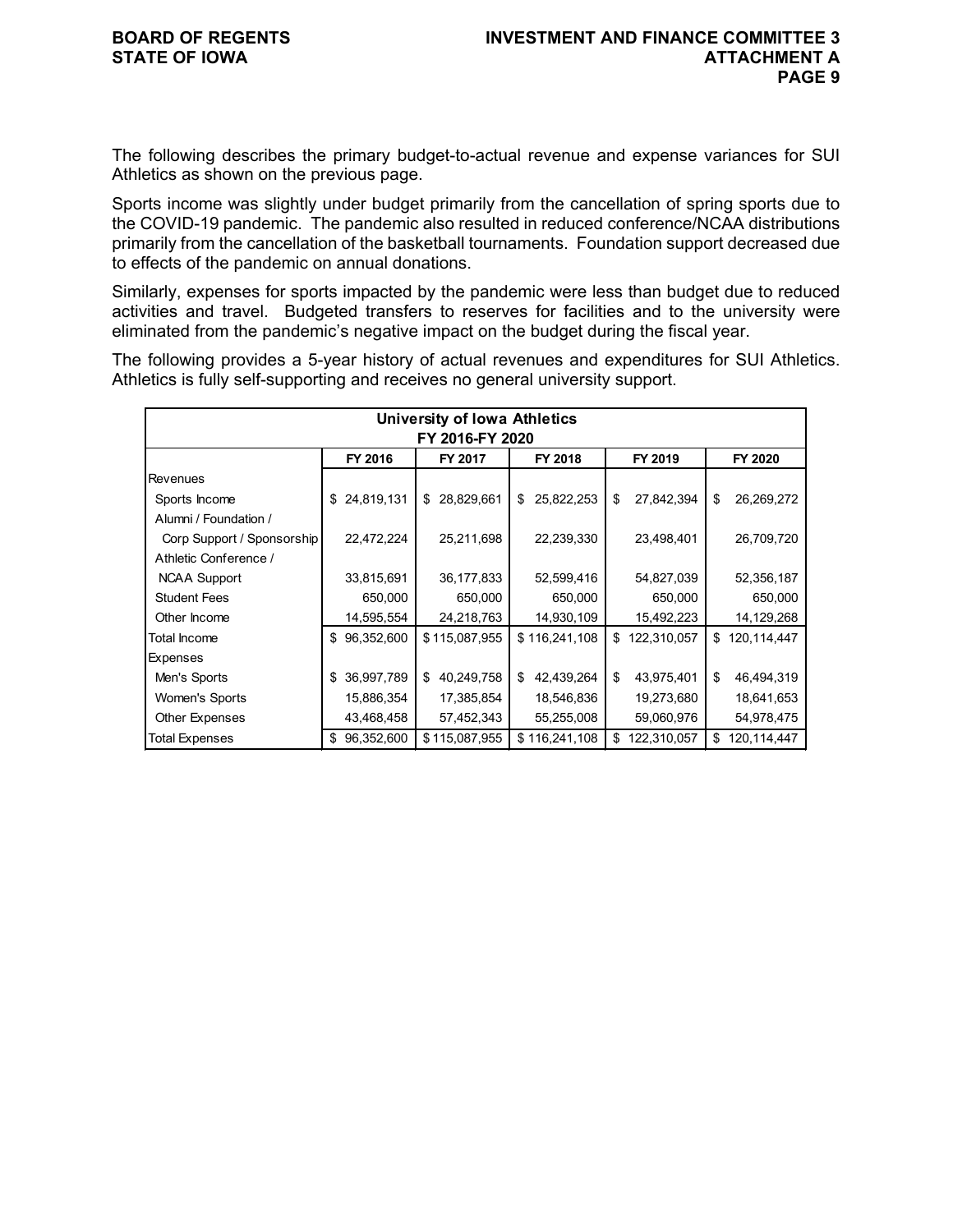The following describes the primary budget-to-actual revenue and expense variances for SUI Athletics as shown on the previous page.

Sports income was slightly under budget primarily from the cancellation of spring sports due to the COVID-19 pandemic. The pandemic also resulted in reduced conference/NCAA distributions primarily from the cancellation of the basketball tournaments. Foundation support decreased due to effects of the pandemic on annual donations.

Similarly, expenses for sports impacted by the pandemic were less than budget due to reduced activities and travel. Budgeted transfers to reserves for facilities and to the university were eliminated from the pandemic's negative impact on the budget during the fiscal year.

The following provides a 5-year history of actual revenues and expenditures for SUI Athletics. Athletics is fully self-supporting and receives no general university support.

| University of Iowa Athletics FY 2016-FY 2020 | | | | | |
|---|---|---|---|---|---|
| | FY 2016 | FY 2017 | FY 2018 | FY 2019 | FY 2020 |
| Revenues | | | | | |
| Sports Income | $ 24,819,131 | $ 28,829,661 | $ 25,822,253 | $ 27,842,394 | $ 26,269,272 |
| Alumni / Foundation / Corp Support / Sponsorship | 22,472,224 | 25,211,698 | 22,239,330 | 23,498,401 | 26,709,720 |
| Athletic Conference / NCAA Support | 33,815,691 | 36,177,833 | 52,599,416 | 54,827,039 | 52,356,187 |
| Student Fees | 650,000 | 650,000 | 650,000 | 650,000 | 650,000 |
| Other Income | 14,595,554 | 24,218,763 | 14,930,109 | 15,492,223 | 14,129,268 |
| Total Income | $ 96,352,600 | $ 115,087,955 | $ 116,241,108 | $ 122,310,057 | $ 120,114,447 |
| Expenses | | | | | |
| Men's Sports | $ 36,997,789 | $ 40,249,758 | $ 42,439,264 | $ 43,975,401 | $ 46,494,319 |
| Women's Sports | 15,886,354 | 17,385,854 | 18,546,836 | 19,273,680 | 18,641,653 |
| Other Expenses | 43,468,458 | 57,452,343 | 55,255,008 | 59,060,976 | 54,978,475 |
| Total Expenses | $ 96,352,600 | $ 115,087,955 | $ 116,241,108 | $ 122,310,057 | $ 120,114,447 |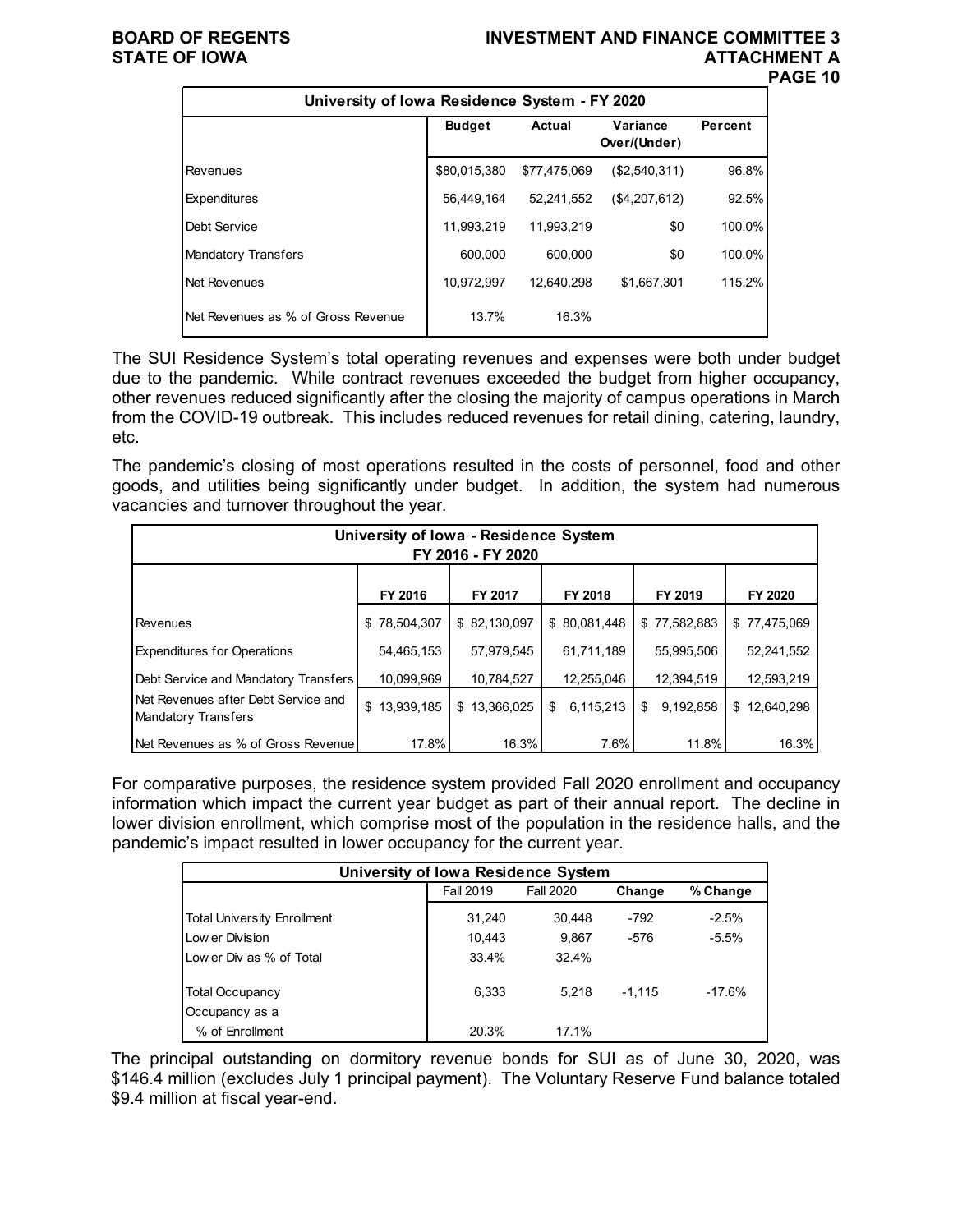| University of Iowa Residence System - FY 2020 | | | | |
|---|---|---|---|---|
| | Budget | Actual | Variance Over/(Under) | Percent |
| Revenues | $80,015,380 | $77,475,069 | ($2,540,311) | 96.8% |
| Expenditures | 56,449,164 | 52,241,552 | ($4,207,612) | 92.5% |
| Debt Service | 11,993,219 | 11,993,219 | $0 | 100.0% |
| Mandatory Transfers | 600,000 | 600,000 | $0 | 100.0% |
| Net Revenues | 10,972,997 | 12,640,298 | $1,667,301 | 115.2% |
| Net Revenues as % of Gross Revenue | 13.7% | 16.3% | | |

The SUI Residence System's total operating revenues and expenses were both under budget due to the pandemic. While contract revenues exceeded the budget from higher occupancy, other revenues reduced significantly after the closing the majority of campus operations in March from the COVID-19 outbreak. This includes reduced revenues for retail dining, catering, laundry, etc.

The pandemic's closing of most operations resulted in the costs of personnel, food and other goods, and utilities being significantly under budget. In addition, the system had numerous vacancies and turnover throughout the year.

| University of Iowa - Residence System FY 2016 - FY 2020 | | | | | |
|---|---|---|---|---|---|
| | FY 2016 | FY 2017 | FY 2018 | FY 2019 | FY 2020 |
| Revenues | $ 78,504,307 | $ 82,130,097 | $ 80,081,448 | $ 77,582,883 | $ 77,475,069 |
| Expenditures for Operations | 54,465,153 | 57,979,545 | 61,711,189 | 55,995,506 | 52,241,552 |
| Debt Service and Mandatory Transfers | 10,099,969 | 10,784,527 | 12,255,046 | 12,394,519 | 12,593,219 |
| Net Revenues after Debt Service and Mandatory Transfers | $ 13,939,185 | $ 13,366,025 | $ 6,115,213 | $ 9,192,858 | $ 12,640,298 |
| Net Revenues as % of Gross Revenue | 17.8% | 16.3% | 7.6% | 11.8% | 16.3% |

For comparative purposes, the residence system provided Fall 2020 enrollment and occupancy information which impact the current year budget as part of their annual report. The decline in lower division enrollment, which comprise most of the population in the residence halls, and the pandemic's impact resulted in lower occupancy for the current year.

| University of Iowa Residence System | | | | |
|---|---|---|---|---|
| | Fall 2019 | Fall 2020 | Change | % Change |
| Total University Enrollment | 31,240 | 30,448 | -792 | -2.5% |
| Lower Division | 10,443 | 9,867 | -576 | -5.5% |
| Lower Div as % of Total | 33.4% | 32.4% | | |
| Total Occupancy | 6,333 | 5,218 | -1,115 | -17.6% |
| Occupancy as a % of Enrollment | 20.3% | 17.1% | | |

The principal outstanding on dormitory revenue bonds for SUI as of June 30, 2020, was $146.4 million (excludes July 1 principal payment). The Voluntary Reserve Fund balance totaled $9.4 million at fiscal year-end.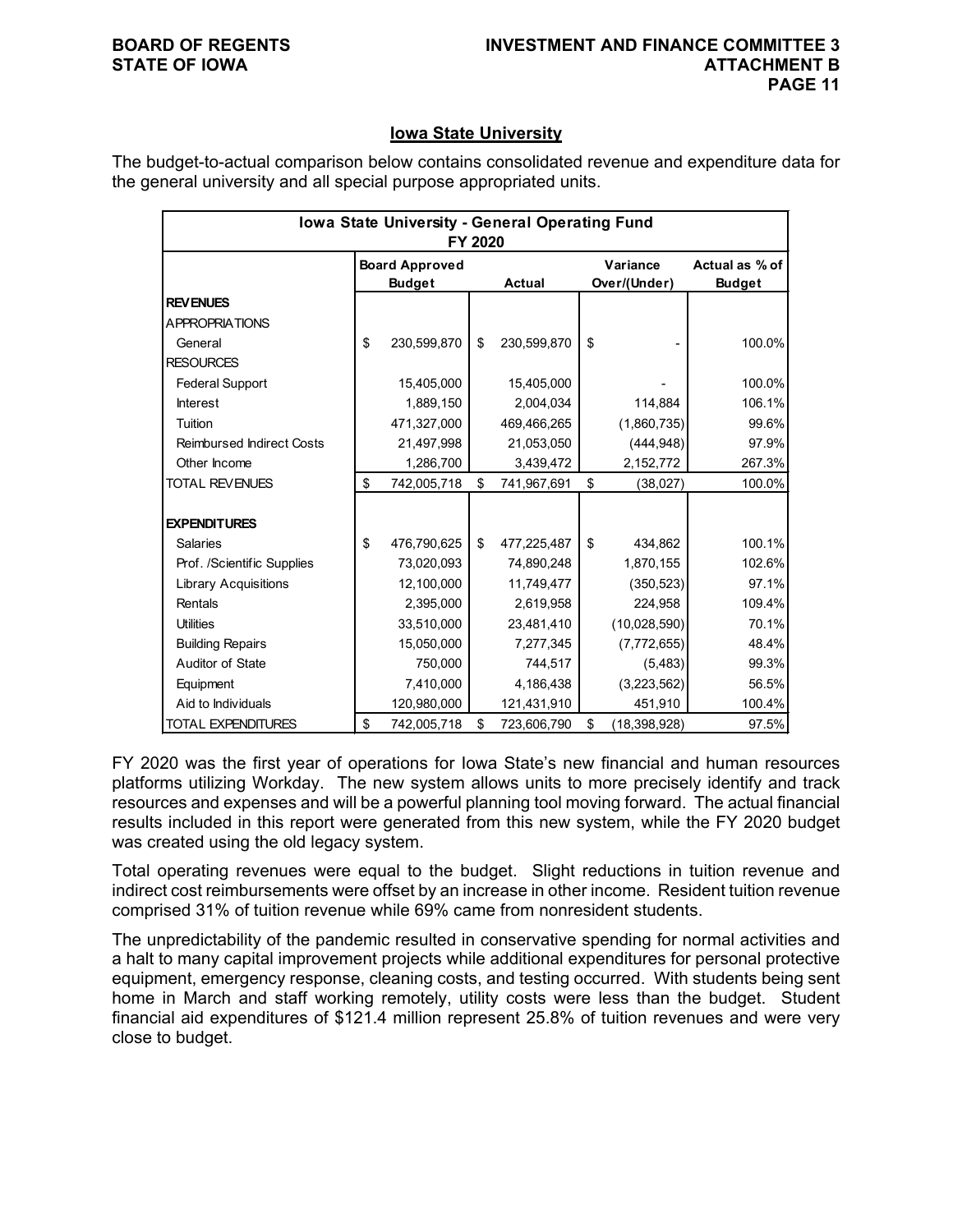## Iowa State University

The budget-to-actual comparison below contains consolidated revenue and expenditure data for the general university and all special purpose appropriated units.

| Iowa State University - General Operating Fund FY 2020 | | | | |
|---|---|---|---|---|
| | Board Approved Budget | Actual | Variance Over/(Under) | Actual as % of Budget |
| **REVENUES** | | | | |
| APPROPRIATIONS | | | | |
| General | $ 230,599,870 | $ 230,599,870 | $ - | 100.0% |
| RESOURCES | | | | |
| Federal Support | 15,405,000 | 15,405,000 | - | 100.0% |
| Interest | 1,889,150 | 2,004,034 | 114,884 | 106.1% |
| Tuition | 471,327,000 | 469,466,265 | (1,860,735) | 99.6% |
| Reimbursed Indirect Costs | 21,497,998 | 21,053,050 | (444,948) | 97.9% |
| Other Income | 1,286,700 | 3,439,472 | 2,152,772 | 267.3% |
| TOTAL REVENUES | $ 742,005,718 | $ 741,967,691 | $ (38,027) | 100.0% |
| **EXPENDITURES** | | | | |
| Salaries | $ 476,790,625 | $ 477,225,487 | $ 434,862 | 100.1% |
| Prof. /Scientific Supplies | 73,020,093 | 74,890,248 | 1,870,155 | 102.6% |
| Library Acquisitions | 12,100,000 | 11,749,477 | (350,523) | 97.1% |
| Rentals | 2,395,000 | 2,619,958 | 224,958 | 109.4% |
| Utilities | 33,510,000 | 23,481,410 | (10,028,590) | 70.1% |
| Building Repairs | 15,050,000 | 7,277,345 | (7,772,655) | 48.4% |
| Auditor of State | 750,000 | 744,517 | (5,483) | 99.3% |
| Equipment | 7,410,000 | 4,186,438 | (3,223,562) | 56.5% |
| Aid to Individuals | 120,980,000 | 121,431,910 | 451,910 | 100.4% |
| TOTAL EXPENDITURES | $ 742,005,718 | $ 723,606,790 | $ (18,398,928) | 97.5% |

FY 2020 was the first year of operations for Iowa State's new financial and human resources platforms utilizing Workday. The new system allows units to more precisely identify and track resources and expenses and will be a powerful planning tool moving forward. The actual financial results included in this report were generated from this new system, while the FY 2020 budget was created using the old legacy system.

Total operating revenues were equal to the budget. Slight reductions in tuition revenue and indirect cost reimbursements were offset by an increase in other income. Resident tuition revenue comprised 31% of tuition revenue while 69% came from nonresident students.

The unpredictability of the pandemic resulted in conservative spending for normal activities and a halt to many capital improvement projects while additional expenditures for personal protective equipment, emergency response, cleaning costs, and testing occurred. With students being sent home in March and staff working remotely, utility costs were less than the budget. Student financial aid expenditures of $121.4 million represent 25.8% of tuition revenues and were very close to budget.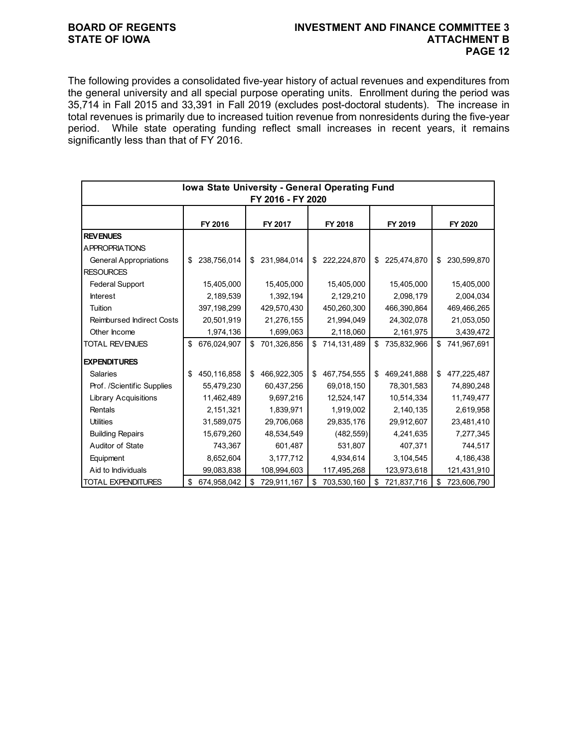The following provides a consolidated five-year history of actual revenues and expenditures from the general university and all special purpose operating units. Enrollment during the period was 35,714 in Fall 2015 and 33,391 in Fall 2019 (excludes post-doctoral students). The increase in total revenues is primarily due to increased tuition revenue from nonresidents during the five-year period. While state operating funding reflect small increases in recent years, it remains significantly less than that of FY 2016.

**Iowa State University - General Operating Fund**
**FY 2016 - FY 2020**

| | FY 2016 | FY 2017 | FY 2018 | FY 2019 | FY 2020 |
|---|---|---|---|---|---|
| **REVENUES** | | | | | |
| APPROPRIATIONS | | | | | |
| General Appropriations | $ 238,756,014 | $ 231,984,014 | $ 222,224,870 | $ 225,474,870 | $ 230,599,870 |
| RESOURCES | | | | | |
| Federal Support | 15,405,000 | 15,405,000 | 15,405,000 | 15,405,000 | 15,405,000 |
| Interest | 2,189,539 | 1,392,194 | 2,129,210 | 2,098,179 | 2,004,034 |
| Tuition | 397,198,299 | 429,570,430 | 450,260,300 | 466,390,864 | 469,466,265 |
| Reimbursed Indirect Costs | 20,501,919 | 21,276,155 | 21,994,049 | 24,302,078 | 21,053,050 |
| Other Income | 1,974,136 | 1,699,063 | 2,118,060 | 2,161,975 | 3,439,472 |
| TOTAL REVENUES | $ 676,024,907 | $ 701,326,856 | $ 714,131,489 | $ 735,832,966 | $ 741,967,691 |
| **EXPENDITURES** | | | | | |
| Salaries | $ 450,116,858 | $ 466,922,305 | $ 467,754,555 | $ 469,241,888 | $ 477,225,487 |
| Prof. /Scientific Supplies | 55,479,230 | 60,437,256 | 69,018,150 | 78,301,583 | 74,890,248 |
| Library Acquisitions | 11,462,489 | 9,697,216 | 12,524,147 | 10,514,334 | 11,749,477 |
| Rentals | 2,151,321 | 1,839,971 | 1,919,002 | 2,140,135 | 2,619,958 |
| Utilities | 31,589,075 | 29,706,068 | 29,835,176 | 29,912,607 | 23,481,410 |
| Building Repairs | 15,679,260 | 48,534,549 | (482,559) | 4,241,635 | 7,277,345 |
| Auditor of State | 743,367 | 601,487 | 531,807 | 407,371 | 744,517 |
| Equipment | 8,652,604 | 3,177,712 | 4,934,614 | 3,104,545 | 4,186,438 |
| Aid to Individuals | 99,083,838 | 108,994,603 | 117,495,268 | 123,973,618 | 121,431,910 |
| TOTAL EXPENDITURES | $ 674,958,042 | $ 729,911,167 | $ 703,530,160 | $ 721,837,716 | $ 723,606,790 |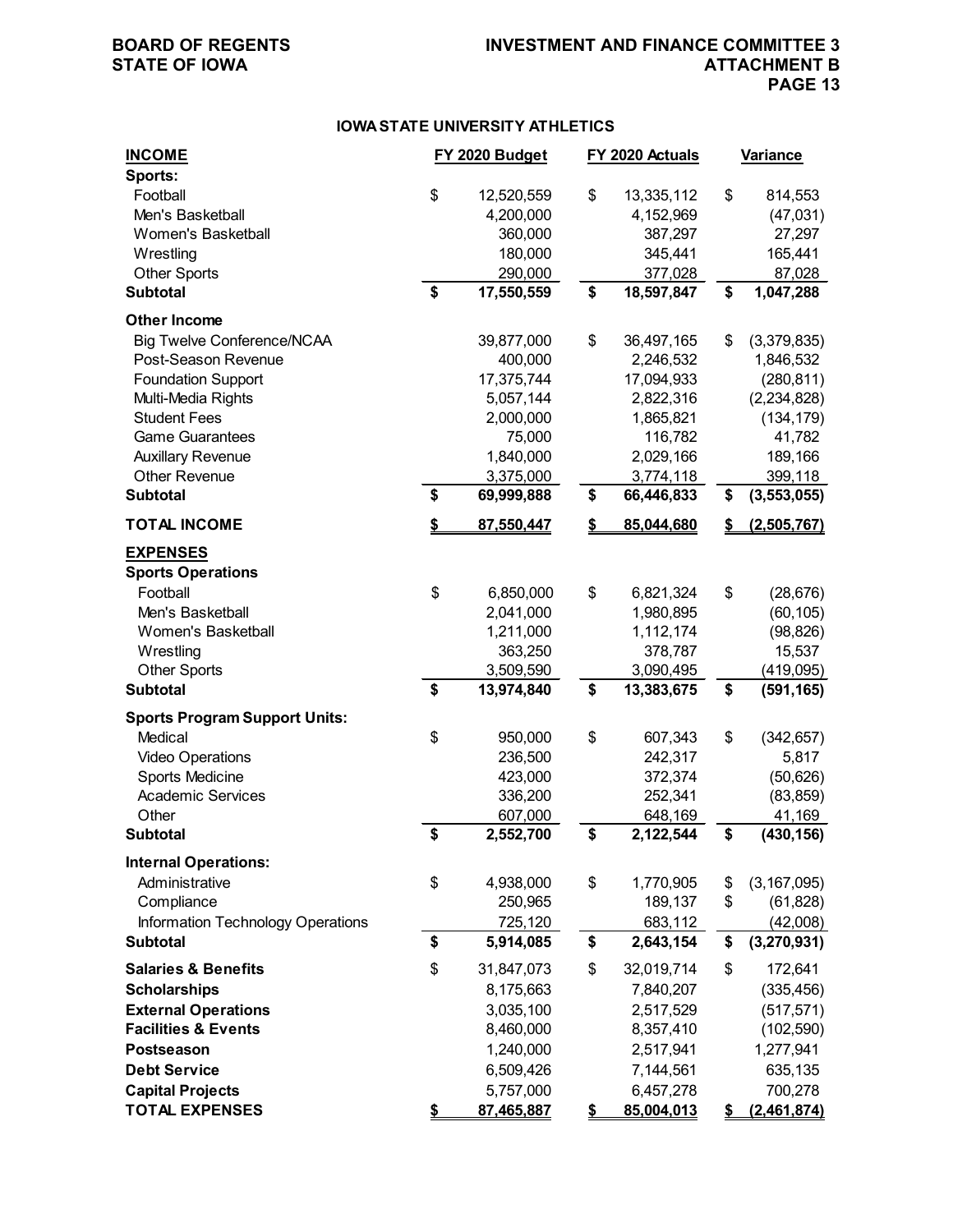## IOWA STATE UNIVERSITY ATHLETICS

| INCOME | FY 2020 Budget | FY 2020 Actuals | Variance |
|---|---|---|---|
| **Sports:** | | | |
| Football | $ 12,520,559 | $ 13,335,112 | $ 814,553 |
| Men's Basketball | 4,200,000 | 4,152,969 | (47,031) |
| Women's Basketball | 360,000 | 387,297 | 27,297 |
| Wrestling | 180,000 | 345,441 | 165,441 |
| Other Sports | 290,000 | 377,028 | 87,028 |
| **Subtotal** | **$ 17,550,559** | **$ 18,597,847** | **$ 1,047,288** |
| **Other Income** | | | |
| Big Twelve Conference/NCAA | 39,877,000 | $ 36,497,165 | $ (3,379,835) |
| Post-Season Revenue | 400,000 | 2,246,532 | 1,846,532 |
| Foundation Support | 17,375,744 | 17,094,933 | (280,811) |
| Multi-Media Rights | 5,057,144 | 2,822,316 | (2,234,828) |
| Student Fees | 2,000,000 | 1,865,821 | (134,179) |
| Game Guarantees | 75,000 | 116,782 | 41,782 |
| Auxillary Revenue | 1,840,000 | 2,029,166 | 189,166 |
| Other Revenue | 3,375,000 | 3,774,118 | 399,118 |
| **Subtotal** | **$ 69,999,888** | **$ 66,446,833** | **$ (3,553,055)** |
| **TOTAL INCOME** | **$ 87,550,447** | **$ 85,044,680** | **$ (2,505,767)** |
| **EXPENSES** | | | |
| **Sports Operations** | | | |
| Football | $ 6,850,000 | $ 6,821,324 | $ (28,676) |
| Men's Basketball | 2,041,000 | 1,980,895 | (60,105) |
| Women's Basketball | 1,211,000 | 1,112,174 | (98,826) |
| Wrestling | 363,250 | 378,787 | 15,537 |
| Other Sports | 3,509,590 | 3,090,495 | (419,095) |
| **Subtotal** | **$ 13,974,840** | **$ 13,383,675** | **$ (591,165)** |
| **Sports Program Support Units:** | | | |
| Medical | $ 950,000 | $ 607,343 | $ (342,657) |
| Video Operations | 236,500 | 242,317 | 5,817 |
| Sports Medicine | 423,000 | 372,374 | (50,626) |
| Academic Services | 336,200 | 252,341 | (83,859) |
| Other | 607,000 | 648,169 | 41,169 |
| **Subtotal** | **$ 2,552,700** | **$ 2,122,544** | **$ (430,156)** |
| **Internal Operations:** | | | |
| Administrative | $ 4,938,000 | $ 1,770,905 | $ (3,167,095) |
| Compliance | 250,965 | 189,137 | $ (61,828) |
| Information Technology Operations | 725,120 | 683,112 | (42,008) |
| **Subtotal** | **$ 5,914,085** | **$ 2,643,154** | **$ (3,270,931)** |
| **Salaries & Benefits** | $ 31,847,073 | $ 32,019,714 | $ 172,641 |
| **Scholarships** | 8,175,663 | 7,840,207 | (335,456) |
| **External Operations** | 3,035,100 | 2,517,529 | (517,571) |
| **Facilities & Events** | 8,460,000 | 8,357,410 | (102,590) |
| **Postseason** | 1,240,000 | 2,517,941 | 1,277,941 |
| **Debt Service** | 6,509,426 | 7,144,561 | 635,135 |
| **Capital Projects** | 5,757,000 | 6,457,278 | 700,278 |
| **TOTAL EXPENSES** | **$ 87,465,887** | **$ 85,004,013** | **$ (2,461,874)** |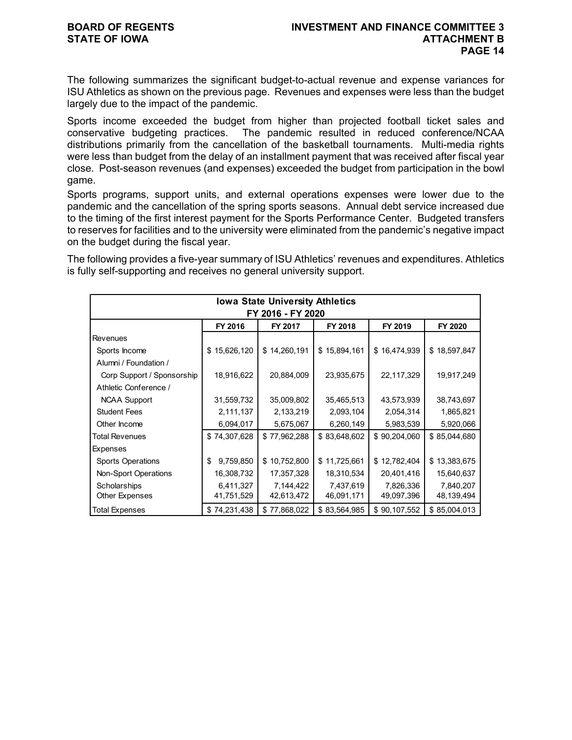The following summarizes the significant budget-to-actual revenue and expense variances for ISU Athletics as shown on the previous page. Revenues and expenses were less than the budget largely due to the impact of the pandemic.

Sports income exceeded the budget from higher than projected football ticket sales and conservative budgeting practices. The pandemic resulted in reduced conference/NCAA distributions primarily from the cancellation of the basketball tournaments. Multi-media rights were less than budget from the delay of an installment payment that was received after fiscal year close. Post-season revenues (and expenses) exceeded the budget from participation in the bowl game.

Sports programs, support units, and external operations expenses were lower due to the pandemic and the cancellation of the spring sports seasons. Annual debt service increased due to the timing of the first interest payment for the Sports Performance Center. Budgeted transfers to reserves for facilities and to the university were eliminated from the pandemic's negative impact on the budget during the fiscal year.

The following provides a five-year summary of ISU Athletics' revenues and expenditures. Athletics is fully self-supporting and receives no general university support.

| Iowa State University Athletics FY 2016 - FY 2020 | | | | | |
|---|---|---|---|---|---|
| | FY 2016 | FY 2017 | FY 2018 | FY 2019 | FY 2020 |
| Revenues | | | | | |
| Sports Income | $ 15,626,120 | $ 14,260,191 | $ 15,894,161 | $ 16,474,939 | $ 18,597,847 |
| Alumni / Foundation / Corp Support / Sponsorship | 18,916,622 | 20,884,009 | 23,935,675 | 22,117,329 | 19,917,249 |
| Athletic Conference / NCAA Support | 31,559,732 | 35,009,802 | 35,465,513 | 43,573,939 | 38,743,697 |
| Student Fees | 2,111,137 | 2,133,219 | 2,093,104 | 2,054,314 | 1,865,821 |
| Other Income | 6,094,017 | 5,675,067 | 6,260,149 | 5,983,539 | 5,920,066 |
| Total Revenues | $ 74,307,628 | $ 77,962,288 | $ 83,648,602 | $ 90,204,060 | $ 85,044,680 |
| Expenses | | | | | |
| Sports Operations | $ 9,759,850 | $ 10,752,800 | $ 11,725,661 | $ 12,782,404 | $ 13,383,675 |
| Non-Sport Operations | 16,308,732 | 17,357,328 | 18,310,534 | 20,401,416 | 15,640,637 |
| Scholarships | 6,411,327 | 7,144,422 | 7,437,619 | 7,826,336 | 7,840,207 |
| Other Expenses | 41,751,529 | 42,613,472 | 46,091,171 | 49,097,396 | 48,139,494 |
| Total Expenses | $ 74,231,438 | $ 77,868,022 | $ 83,564,985 | $ 90,107,552 | $ 85,004,013 |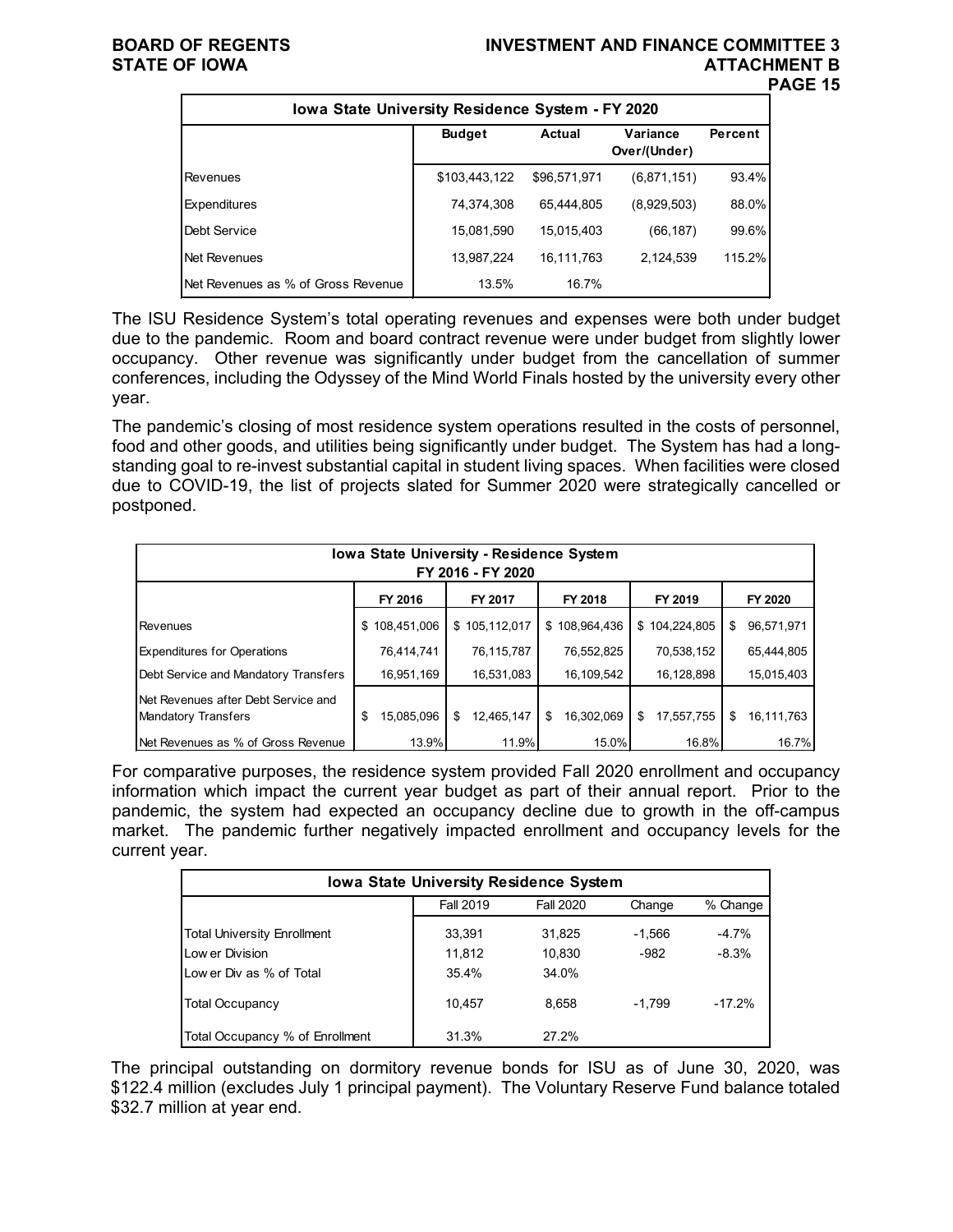| Iowa State University Residence System - FY 2020 | | | | |
|---|---|---|---|---|
| | Budget | Actual | Variance Over/(Under) | Percent |
| Revenues | $103,443,122 | $96,571,971 | (6,871,151) | 93.4% |
| Expenditures | 74,374,308 | 65,444,805 | (8,929,503) | 88.0% |
| Debt Service | 15,081,590 | 15,015,403 | (66,187) | 99.6% |
| Net Revenues | 13,987,224 | 16,111,763 | 2,124,539 | 115.2% |
| Net Revenues as % of Gross Revenue | 13.5% | 16.7% | | |

The ISU Residence System's total operating revenues and expenses were both under budget due to the pandemic. Room and board contract revenue were under budget from slightly lower occupancy. Other revenue was significantly under budget from the cancellation of summer conferences, including the Odyssey of the Mind World Finals hosted by the university every other year.

The pandemic's closing of most residence system operations resulted in the costs of personnel, food and other goods, and utilities being significantly under budget. The System has had a long-standing goal to re-invest substantial capital in student living spaces. When facilities were closed due to COVID-19, the list of projects slated for Summer 2020 were strategically cancelled or postponed.

| Iowa State University - Residence System FY 2016 - FY 2020 | | | | | |
|---|---|---|---|---|---|
| | FY 2016 | FY 2017 | FY 2018 | FY 2019 | FY 2020 |
| Revenues | $ 108,451,006 | $ 105,112,017 | $ 108,964,436 | $ 104,224,805 | $ 96,571,971 |
| Expenditures for Operations | 76,414,741 | 76,115,787 | 76,552,825 | 70,538,152 | 65,444,805 |
| Debt Service and Mandatory Transfers | 16,951,169 | 16,531,083 | 16,109,542 | 16,128,898 | 15,015,403 |
| Net Revenues after Debt Service and Mandatory Transfers | $ 15,085,096 | $ 12,465,147 | $ 16,302,069 | $ 17,557,755 | $ 16,111,763 |
| Net Revenues as % of Gross Revenue | 13.9% | 11.9% | 15.0% | 16.8% | 16.7% |

For comparative purposes, the residence system provided Fall 2020 enrollment and occupancy information which impact the current year budget as part of their annual report. Prior to the pandemic, the system had expected an occupancy decline due to growth in the off-campus market. The pandemic further negatively impacted enrollment and occupancy levels for the current year.

| Iowa State University Residence System | | | | |
|---|---|---|---|---|
| | Fall 2019 | Fall 2020 | Change | % Change |
| Total University Enrollment | 33,391 | 31,825 | -1,566 | -4.7% |
| Lower Division | 11,812 | 10,830 | -982 | -8.3% |
| Lower Div as % of Total | 35.4% | 34.0% | | |
| Total Occupancy | 10,457 | 8,658 | -1,799 | -17.2% |
| Total Occupancy % of Enrollment | 31.3% | 27.2% | | |

The principal outstanding on dormitory revenue bonds for ISU as of June 30, 2020, was $122.4 million (excludes July 1 principal payment). The Voluntary Reserve Fund balance totaled $32.7 million at year end.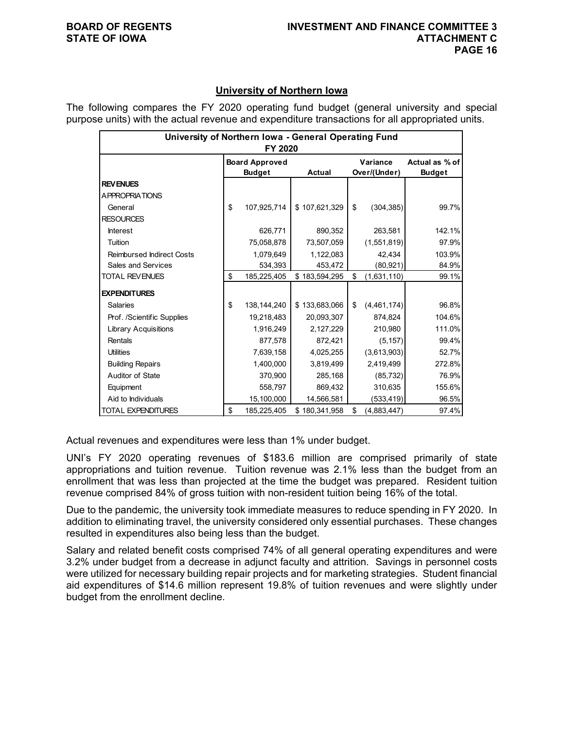## University of Northern Iowa

The following compares the FY 2020 operating fund budget (general university and special purpose units) with the actual revenue and expenditure transactions for all appropriated units.

| University of Northern Iowa - General Operating Fund FY 2020 | | | | |
|---|---|---|---|---|
| | Board Approved Budget | Actual | Variance Over/(Under) | Actual as % of Budget |
| **REVENUES** | | | | |
| APPROPRIATIONS | | | | |
| General | $ 107,925,714 | $ 107,621,329 | $ (304,385) | 99.7% |
| RESOURCES | | | | |
| Interest | 626,771 | 890,352 | 263,581 | 142.1% |
| Tuition | 75,058,878 | 73,507,059 | (1,551,819) | 97.9% |
| Reimbursed Indirect Costs | 1,079,649 | 1,122,083 | 42,434 | 103.9% |
| Sales and Services | 534,393 | 453,472 | (80,921) | 84.9% |
| TOTAL REVENUES | $ 185,225,405 | $ 183,594,295 | $ (1,631,110) | 99.1% |
| **EXPENDITURES** | | | | |
| Salaries | $ 138,144,240 | $ 133,683,066 | $ (4,461,174) | 96.8% |
| Prof. /Scientific Supplies | 19,218,483 | 20,093,307 | 874,824 | 104.6% |
| Library Acquisitions | 1,916,249 | 2,127,229 | 210,980 | 111.0% |
| Rentals | 877,578 | 872,421 | (5,157) | 99.4% |
| Utilities | 7,639,158 | 4,025,255 | (3,613,903) | 52.7% |
| Building Repairs | 1,400,000 | 3,819,499 | 2,419,499 | 272.8% |
| Auditor of State | 370,900 | 285,168 | (85,732) | 76.9% |
| Equipment | 558,797 | 869,432 | 310,635 | 155.6% |
| Aid to Individuals | 15,100,000 | 14,566,581 | (533,419) | 96.5% |
| TOTAL EXPENDITURES | $ 185,225,405 | $ 180,341,958 | $ (4,883,447) | 97.4% |

Actual revenues and expenditures were less than 1% under budget.

UNI's FY 2020 operating revenues of $183.6 million are comprised primarily of state appropriations and tuition revenue. Tuition revenue was 2.1% less than the budget from an enrollment that was less than projected at the time the budget was prepared. Resident tuition revenue comprised 84% of gross tuition with non-resident tuition being 16% of the total.

Due to the pandemic, the university took immediate measures to reduce spending in FY 2020. In addition to eliminating travel, the university considered only essential purchases. These changes resulted in expenditures also being less than the budget.

Salary and related benefit costs comprised 74% of all general operating expenditures and were 3.2% under budget from a decrease in adjunct faculty and attrition. Savings in personnel costs were utilized for necessary building repair projects and for marketing strategies. Student financial aid expenditures of $14.6 million represent 19.8% of tuition revenues and were slightly under budget from the enrollment decline.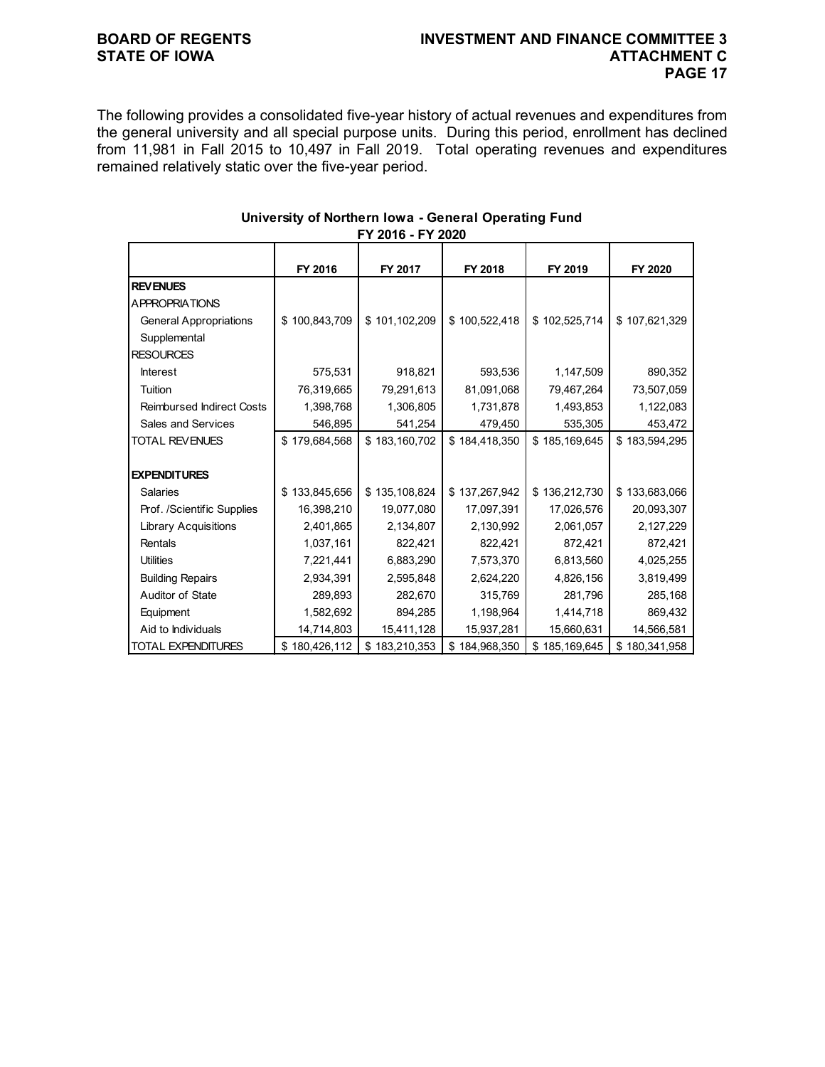The following provides a consolidated five-year history of actual revenues and expenditures from the general university and all special purpose units. During this period, enrollment has declined from 11,981 in Fall 2015 to 10,497 in Fall 2019. Total operating revenues and expenditures remained relatively static over the five-year period.

**University of Northern Iowa - General Operating Fund**
**FY 2016 - FY 2020**

| | FY 2016 | FY 2017 | FY 2018 | FY 2019 | FY 2020 |
|---|---|---|---|---|---|
| **REVENUES** | | | | | |
| APPROPRIATIONS | | | | | |
| General Appropriations | $ 100,843,709 | $ 101,102,209 | $ 100,522,418 | $ 102,525,714 | $ 107,621,329 |
| Supplemental | | | | | |
| RESOURCES | | | | | |
| Interest | 575,531 | 918,821 | 593,536 | 1,147,509 | 890,352 |
| Tuition | 76,319,665 | 79,291,613 | 81,091,068 | 79,467,264 | 73,507,059 |
| Reimbursed Indirect Costs | 1,398,768 | 1,306,805 | 1,731,878 | 1,493,853 | 1,122,083 |
| Sales and Services | 546,895 | 541,254 | 479,450 | 535,305 | 453,472 |
| TOTAL REVENUES | $ 179,684,568 | $ 183,160,702 | $ 184,418,350 | $ 185,169,645 | $ 183,594,295 |
| | | | | | |
| **EXPENDITURES** | | | | | |
| Salaries | $ 133,845,656 | $ 135,108,824 | $ 137,267,942 | $ 136,212,730 | $ 133,683,066 |
| Prof. /Scientific Supplies | 16,398,210 | 19,077,080 | 17,097,391 | 17,026,576 | 20,093,307 |
| Library Acquisitions | 2,401,865 | 2,134,807 | 2,130,992 | 2,061,057 | 2,127,229 |
| Rentals | 1,037,161 | 822,421 | 822,421 | 872,421 | 872,421 |
| Utilities | 7,221,441 | 6,883,290 | 7,573,370 | 6,813,560 | 4,025,255 |
| Building Repairs | 2,934,391 | 2,595,848 | 2,624,220 | 4,826,156 | 3,819,499 |
| Auditor of State | 289,893 | 282,670 | 315,769 | 281,796 | 285,168 |
| Equipment | 1,582,692 | 894,285 | 1,198,964 | 1,414,718 | 869,432 |
| Aid to Individuals | 14,714,803 | 15,411,128 | 15,937,281 | 15,660,631 | 14,566,581 |
| TOTAL EXPENDITURES | $ 180,426,112 | $ 183,210,353 | $ 184,968,350 | $ 185,169,645 | $ 180,341,958 |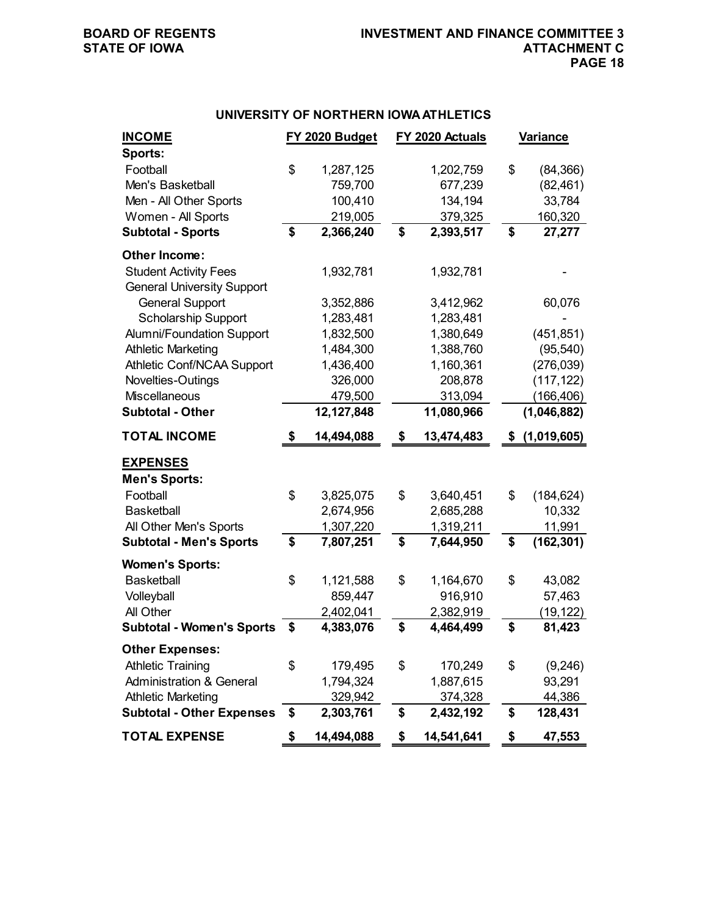## UNIVERSITY OF NORTHERN IOWA ATHLETICS

| INCOME | FY 2020 Budget | FY 2020 Actuals | Variance |
|---|---|---|---|
| **Sports:** | | | |
| Football | $ 1,287,125 | 1,202,759 | $ (84,366) |
| Men's Basketball | 759,700 | 677,239 | (82,461) |
| Men - All Other Sports | 100,410 | 134,194 | 33,784 |
| Women - All Sports | 219,005 | 379,325 | 160,320 |
| **Subtotal - Sports** | **$ 2,366,240** | **$ 2,393,517** | **$ 27,277** |
| **Other Income:** | | | |
| Student Activity Fees | 1,932,781 | 1,932,781 | - |
| General University Support | | | |
| General Support | 3,352,886 | 3,412,962 | 60,076 |
| Scholarship Support | 1,283,481 | 1,283,481 | - |
| Alumni/Foundation Support | 1,832,500 | 1,380,649 | (451,851) |
| Athletic Marketing | 1,484,300 | 1,388,760 | (95,540) |
| Athletic Conf/NCAA Support | 1,436,400 | 1,160,361 | (276,039) |
| Novelties-Outings | 326,000 | 208,878 | (117,122) |
| Miscellaneous | 479,500 | 313,094 | (166,406) |
| **Subtotal - Other** | **12,127,848** | **11,080,966** | **(1,046,882)** |
| **TOTAL INCOME** | **$ 14,494,088** | **$ 13,474,483** | **$ (1,019,605)** |
| **EXPENSES** | | | |
| **Men's Sports:** | | | |
| Football | $ 3,825,075 | $ 3,640,451 | $ (184,624) |
| Basketball | 2,674,956 | 2,685,288 | 10,332 |
| All Other Men's Sports | 1,307,220 | 1,319,211 | 11,991 |
| **Subtotal - Men's Sports** | **$ 7,807,251** | **$ 7,644,950** | **$ (162,301)** |
| **Women's Sports:** | | | |
| Basketball | $ 1,121,588 | $ 1,164,670 | $ 43,082 |
| Volleyball | 859,447 | 916,910 | 57,463 |
| All Other | 2,402,041 | 2,382,919 | (19,122) |
| **Subtotal - Women's Sports** | **$ 4,383,076** | **$ 4,464,499** | **$ 81,423** |
| **Other Expenses:** | | | |
| Athletic Training | $ 179,495 | $ 170,249 | $ (9,246) |
| Administration & General | 1,794,324 | 1,887,615 | 93,291 |
| Athletic Marketing | 329,942 | 374,328 | 44,386 |
| **Subtotal - Other Expenses** | **$ 2,303,761** | **$ 2,432,192** | **$ 128,431** |
| **TOTAL EXPENSE** | **$ 14,494,088** | **$ 14,541,641** | **$ 47,553** |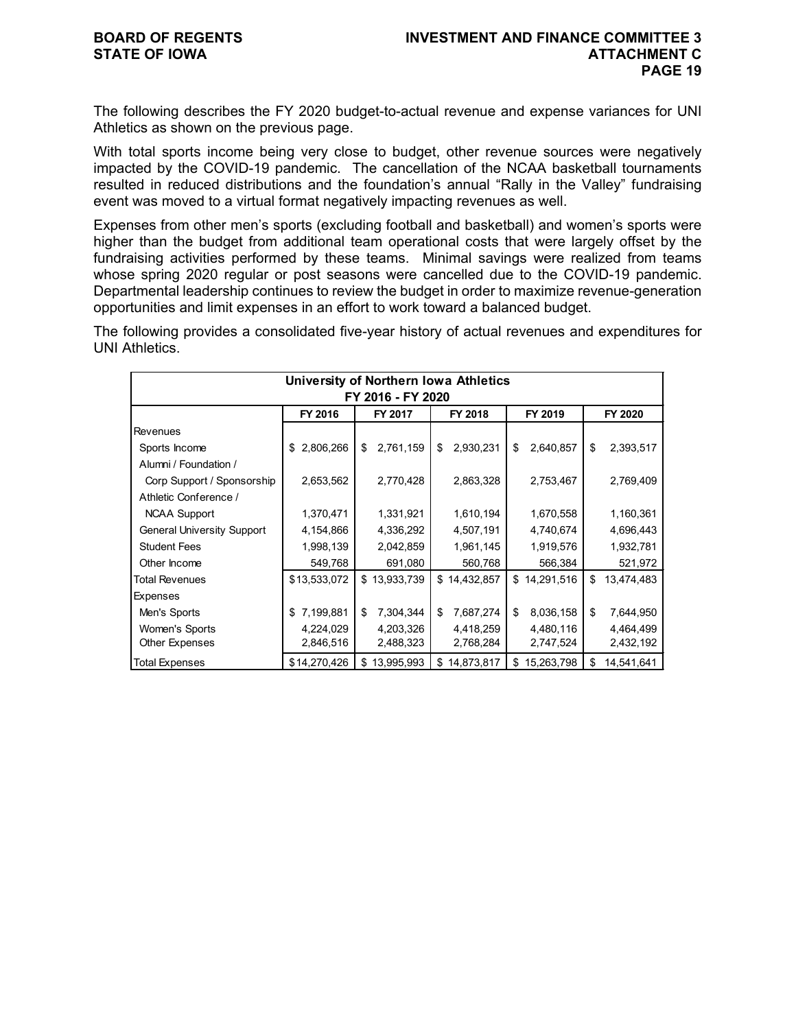The following describes the FY 2020 budget-to-actual revenue and expense variances for UNI Athletics as shown on the previous page.

With total sports income being very close to budget, other revenue sources were negatively impacted by the COVID-19 pandemic. The cancellation of the NCAA basketball tournaments resulted in reduced distributions and the foundation's annual "Rally in the Valley" fundraising event was moved to a virtual format negatively impacting revenues as well.

Expenses from other men's sports (excluding football and basketball) and women's sports were higher than the budget from additional team operational costs that were largely offset by the fundraising activities performed by these teams. Minimal savings were realized from teams whose spring 2020 regular or post seasons were cancelled due to the COVID-19 pandemic. Departmental leadership continues to review the budget in order to maximize revenue-generation opportunities and limit expenses in an effort to work toward a balanced budget.

The following provides a consolidated five-year history of actual revenues and expenditures for UNI Athletics.

**University of Northern Iowa Athletics**
**FY 2016 - FY 2020**

| | FY 2016 | FY 2017 | FY 2018 | FY 2019 | FY 2020 |
|---|---|---|---|---|---|
| Revenues | | | | | |
| Sports Income | $ 2,806,266 | $ 2,761,159 | $ 2,930,231 | $ 2,640,857 | $ 2,393,517 |
| Alumni / Foundation / Corp Support / Sponsorship | 2,653,562 | 2,770,428 | 2,863,328 | 2,753,467 | 2,769,409 |
| Athletic Conference / NCAA Support | 1,370,471 | 1,331,921 | 1,610,194 | 1,670,558 | 1,160,361 |
| General University Support | 4,154,866 | 4,336,292 | 4,507,191 | 4,740,674 | 4,696,443 |
| Student Fees | 1,998,139 | 2,042,859 | 1,961,145 | 1,919,576 | 1,932,781 |
| Other Income | 549,768 | 691,080 | 560,768 | 566,384 | 521,972 |
| Total Revenues | $13,533,072 | $ 13,933,739 | $ 14,432,857 | $ 14,291,516 | $ 13,474,483 |
| Expenses | | | | | |
| Men's Sports | $ 7,199,881 | $ 7,304,344 | $ 7,687,274 | $ 8,036,158 | $ 7,644,950 |
| Women's Sports | 4,224,029 | 4,203,326 | 4,418,259 | 4,480,116 | 4,464,499 |
| Other Expenses | 2,846,516 | 2,488,323 | 2,768,284 | 2,747,524 | 2,432,192 |
| Total Expenses | $14,270,426 | $ 13,995,993 | $ 14,873,817 | $ 15,263,798 | $ 14,541,641 |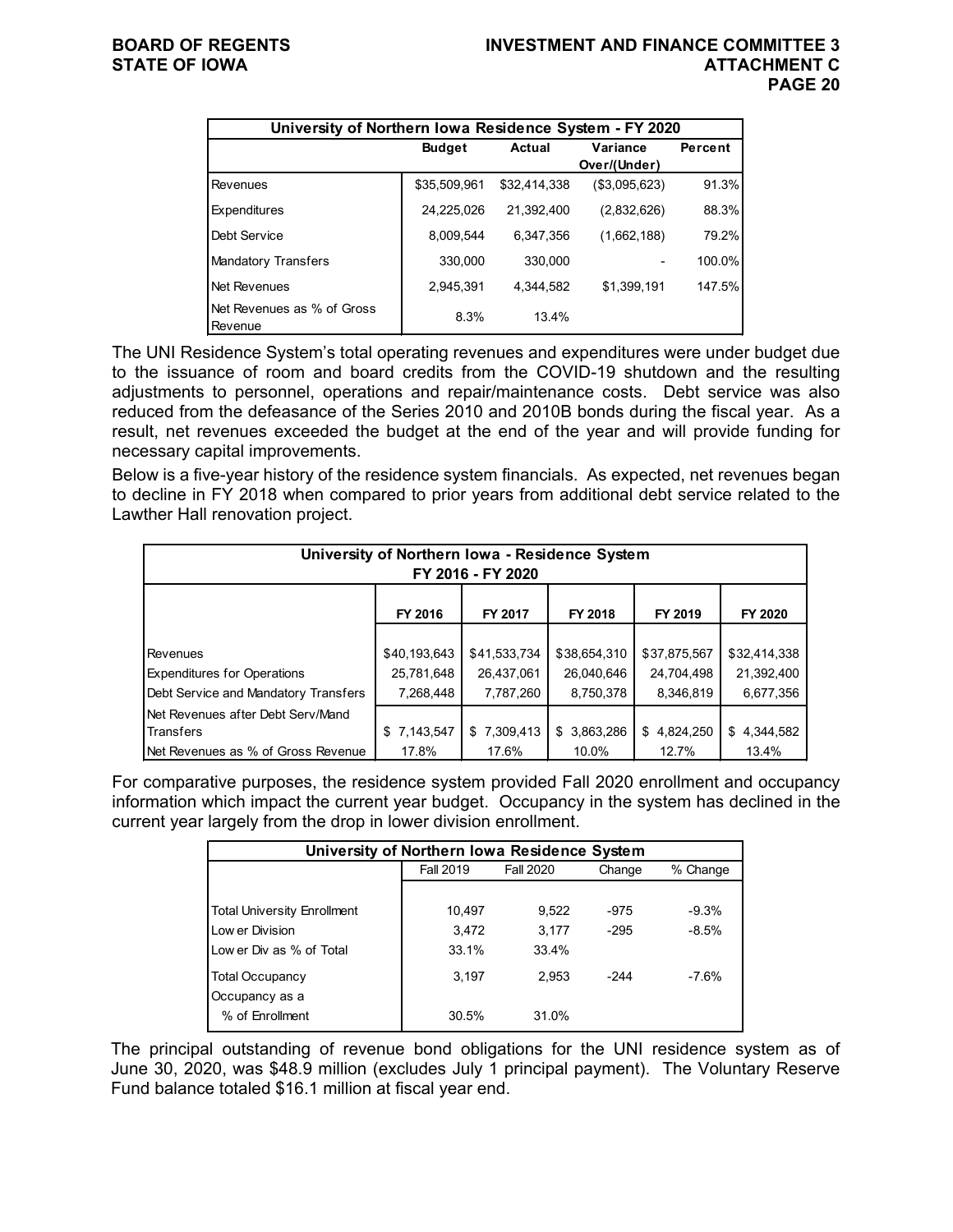| University of Northern Iowa Residence System - FY 2020 | | | | |
|---|---|---|---|---|
| | Budget | Actual | Variance Over/(Under) | Percent |
| Revenues | $35,509,961 | $32,414,338 | ($3,095,623) | 91.3% |
| Expenditures | 24,225,026 | 21,392,400 | (2,832,626) | 88.3% |
| Debt Service | 8,009,544 | 6,347,356 | (1,662,188) | 79.2% |
| Mandatory Transfers | 330,000 | 330,000 | - | 100.0% |
| Net Revenues | 2,945,391 | 4,344,582 | $1,399,191 | 147.5% |
| Net Revenues as % of Gross Revenue | 8.3% | 13.4% | | |

The UNI Residence System's total operating revenues and expenditures were under budget due to the issuance of room and board credits from the COVID-19 shutdown and the resulting adjustments to personnel, operations and repair/maintenance costs. Debt service was also reduced from the defeasance of the Series 2010 and 2010B bonds during the fiscal year. As a result, net revenues exceeded the budget at the end of the year and will provide funding for necessary capital improvements.

Below is a five-year history of the residence system financials. As expected, net revenues began to decline in FY 2018 when compared to prior years from additional debt service related to the Lawther Hall renovation project.

| University of Northern Iowa - Residence System FY 2016 - FY 2020 | | | | | |
|---|---|---|---|---|---|
| | FY 2016 | FY 2017 | FY 2018 | FY 2019 | FY 2020 |
| Revenues | $40,193,643 | $41,533,734 | $38,654,310 | $37,875,567 | $32,414,338 |
| Expenditures for Operations | 25,781,648 | 26,437,061 | 26,040,646 | 24,704,498 | 21,392,400 |
| Debt Service and Mandatory Transfers | 7,268,448 | 7,787,260 | 8,750,378 | 8,346,819 | 6,677,356 |
| Net Revenues after Debt Serv/Mand Transfers | $ 7,143,547 | $ 7,309,413 | $ 3,863,286 | $ 4,824,250 | $ 4,344,582 |
| Net Revenues as % of Gross Revenue | 17.8% | 17.6% | 10.0% | 12.7% | 13.4% |

For comparative purposes, the residence system provided Fall 2020 enrollment and occupancy information which impact the current year budget. Occupancy in the system has declined in the current year largely from the drop in lower division enrollment.

| University of Northern Iowa Residence System | | | | |
|---|---|---|---|---|
| | Fall 2019 | Fall 2020 | Change | % Change |
| Total University Enrollment | 10,497 | 9,522 | -975 | -9.3% |
| Lower Division | 3,472 | 3,177 | -295 | -8.5% |
| Lower Div as % of Total | 33.1% | 33.4% | | |
| Total Occupancy | 3,197 | 2,953 | -244 | -7.6% |
| Occupancy as a % of Enrollment | 30.5% | 31.0% | | |

The principal outstanding of revenue bond obligations for the UNI residence system as of June 30, 2020, was $48.9 million (excludes July 1 principal payment). The Voluntary Reserve Fund balance totaled $16.1 million at fiscal year end.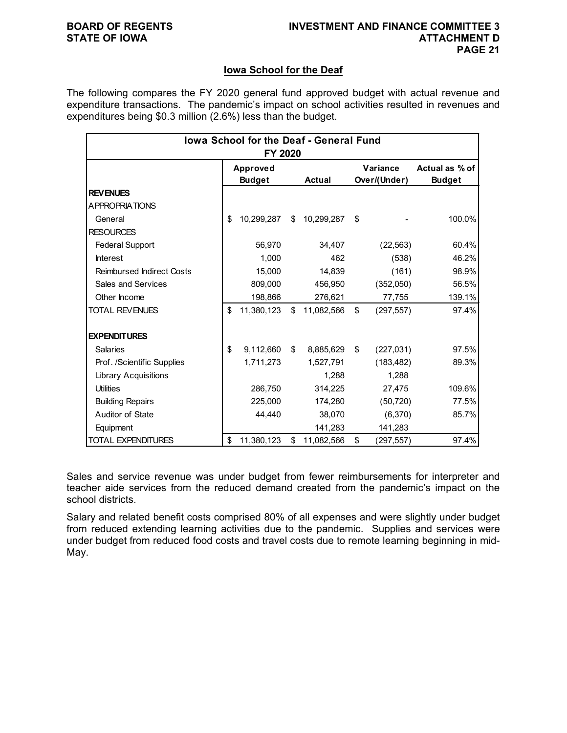## Iowa School for the Deaf

The following compares the FY 2020 general fund approved budget with actual revenue and expenditure transactions. The pandemic's impact on school activities resulted in revenues and expenditures being $0.3 million (2.6%) less than the budget.

| Iowa School for the Deaf - General Fund FY 2020 | | | | |
|---|---|---|---|---|
| | Approved Budget | Actual | Variance Over/(Under) | Actual as % of Budget |
| **REVENUES** | | | | |
| APPROPRIATIONS | | | | |
| General | $ 10,299,287 | $ 10,299,287 | $ - | 100.0% |
| RESOURCES | | | | |
| Federal Support | 56,970 | 34,407 | (22,563) | 60.4% |
| Interest | 1,000 | 462 | (538) | 46.2% |
| Reimbursed Indirect Costs | 15,000 | 14,839 | (161) | 98.9% |
| Sales and Services | 809,000 | 456,950 | (352,050) | 56.5% |
| Other Income | 198,866 | 276,621 | 77,755 | 139.1% |
| TOTAL REVENUES | $ 11,380,123 | $ 11,082,566 | $ (297,557) | 97.4% |
| **EXPENDITURES** | | | | |
| Salaries | $ 9,112,660 | $ 8,885,629 | $ (227,031) | 97.5% |
| Prof. /Scientific Supplies | 1,711,273 | 1,527,791 | (183,482) | 89.3% |
| Library Acquisitions | | 1,288 | 1,288 | |
| Utilities | 286,750 | 314,225 | 27,475 | 109.6% |
| Building Repairs | 225,000 | 174,280 | (50,720) | 77.5% |
| Auditor of State | 44,440 | 38,070 | (6,370) | 85.7% |
| Equipment | | 141,283 | 141,283 | |
| TOTAL EXPENDITURES | $ 11,380,123 | $ 11,082,566 | $ (297,557) | 97.4% |

Sales and service revenue was under budget from fewer reimbursements for interpreter and teacher aide services from the reduced demand created from the pandemic's impact on the school districts.

Salary and related benefit costs comprised 80% of all expenses and were slightly under budget from reduced extending learning activities due to the pandemic. Supplies and services were under budget from reduced food costs and travel costs due to remote learning beginning in mid-May.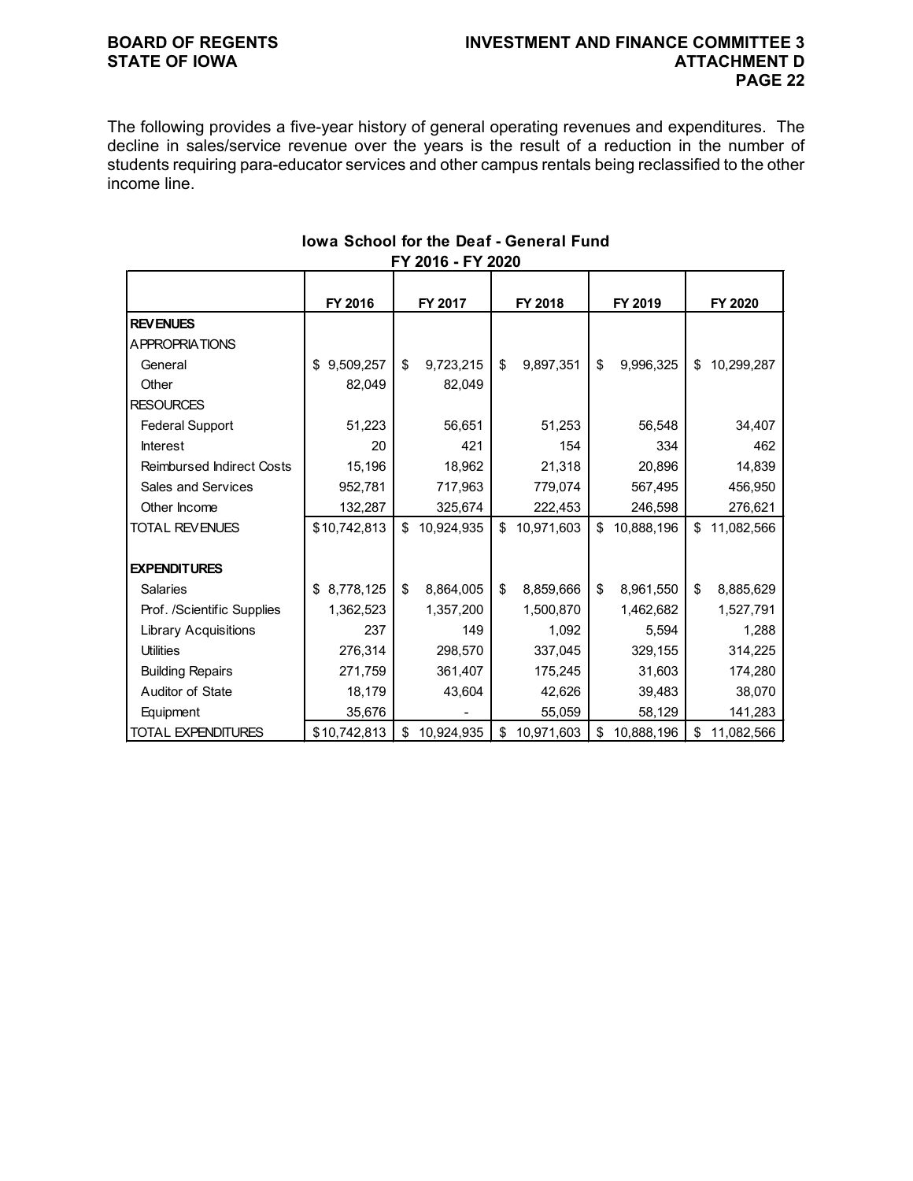The following provides a five-year history of general operating revenues and expenditures. The decline in sales/service revenue over the years is the result of a reduction in the number of students requiring para-educator services and other campus rentals being reclassified to the other income line.

**Iowa School for the Deaf - General Fund**
**FY 2016 - FY 2020**

| | FY 2016 | FY 2017 | FY 2018 | FY 2019 | FY 2020 |
|---|---|---|---|---|---|
| **REVENUES** | | | | | |
| APPROPRIATIONS | | | | | |
| General | $ 9,509,257 | $ 9,723,215 | $ 9,897,351 | $ 9,996,325 | $ 10,299,287 |
| Other | 82,049 | 82,049 | | | |
| RESOURCES | | | | | |
| Federal Support | 51,223 | 56,651 | 51,253 | 56,548 | 34,407 |
| Interest | 20 | 421 | 154 | 334 | 462 |
| Reimbursed Indirect Costs | 15,196 | 18,962 | 21,318 | 20,896 | 14,839 |
| Sales and Services | 952,781 | 717,963 | 779,074 | 567,495 | 456,950 |
| Other Income | 132,287 | 325,674 | 222,453 | 246,598 | 276,621 |
| TOTAL REVENUES | $10,742,813 | $ 10,924,935 | $ 10,971,603 | $ 10,888,196 | $ 11,082,566 |
| | | | | | |
| **EXPENDITURES** | | | | | |
| Salaries | $ 8,778,125 | $ 8,864,005 | $ 8,859,666 | $ 8,961,550 | $ 8,885,629 |
| Prof. /Scientific Supplies | 1,362,523 | 1,357,200 | 1,500,870 | 1,462,682 | 1,527,791 |
| Library Acquisitions | 237 | 149 | 1,092 | 5,594 | 1,288 |
| Utilities | 276,314 | 298,570 | 337,045 | 329,155 | 314,225 |
| Building Repairs | 271,759 | 361,407 | 175,245 | 31,603 | 174,280 |
| Auditor of State | 18,179 | 43,604 | 42,626 | 39,483 | 38,070 |
| Equipment | 35,676 | - | 55,059 | 58,129 | 141,283 |
| TOTAL EXPENDITURES | $10,742,813 | $ 10,924,935 | $ 10,971,603 | $ 10,888,196 | $ 11,082,566 |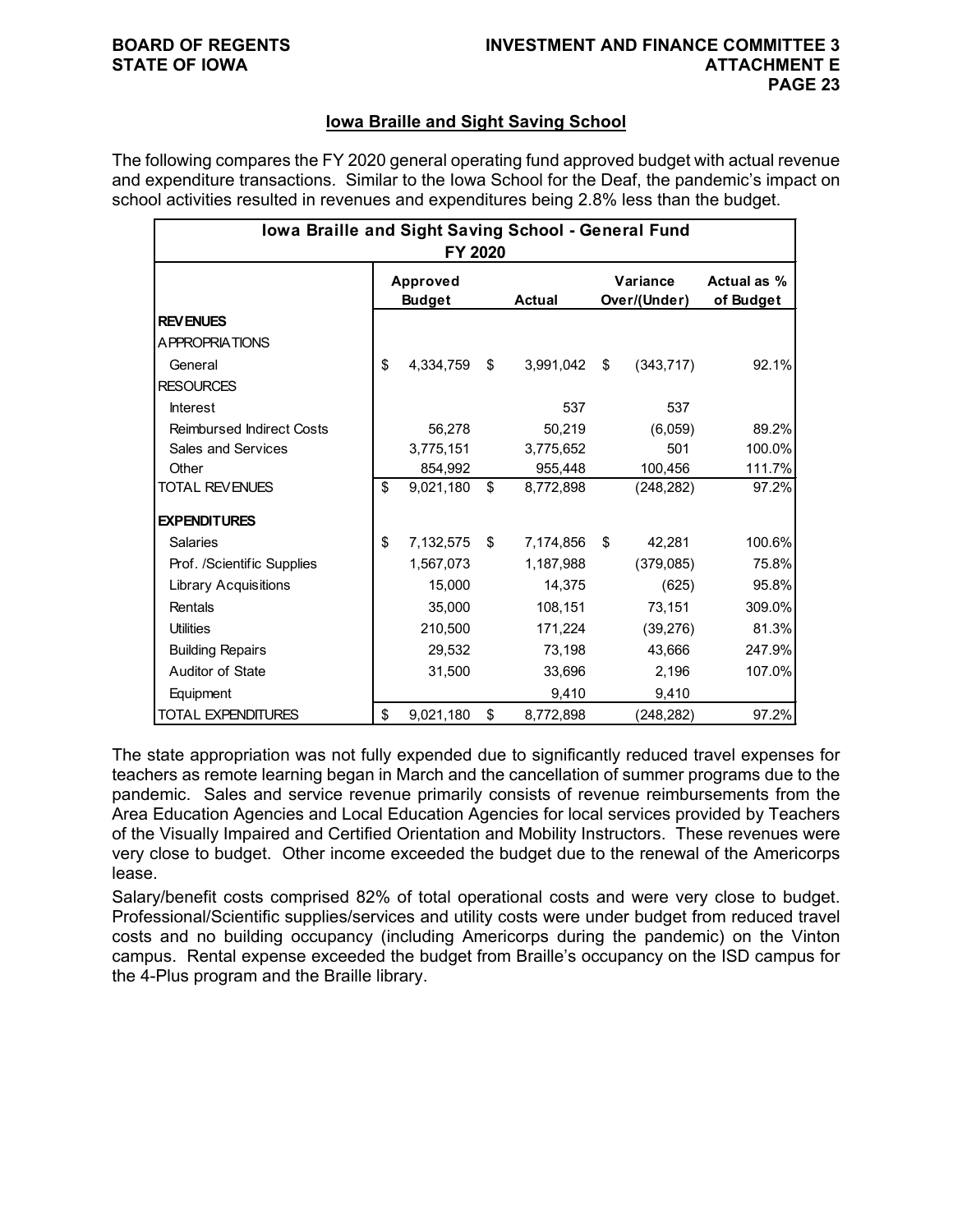## Iowa Braille and Sight Saving School

The following compares the FY 2020 general operating fund approved budget with actual revenue and expenditure transactions. Similar to the Iowa School for the Deaf, the pandemic's impact on school activities resulted in revenues and expenditures being 2.8% less than the budget.

| Iowa Braille and Sight Saving School - General Fund FY 2020 | | | | |
|---|---|---|---|---|
| | Approved Budget | Actual | Variance Over/(Under) | Actual as % of Budget |
| **REVENUES** | | | | |
| APPROPRIATIONS | | | | |
| General | $ 4,334,759 | $ 3,991,042 | $ (343,717) | 92.1% |
| RESOURCES | | | | |
| Interest | | 537 | 537 | |
| Reimbursed Indirect Costs | 56,278 | 50,219 | (6,059) | 89.2% |
| Sales and Services | 3,775,151 | 3,775,652 | 501 | 100.0% |
| Other | 854,992 | 955,448 | 100,456 | 111.7% |
| TOTAL REVENUES | $ 9,021,180 | $ 8,772,898 | (248,282) | 97.2% |
| **EXPENDITURES** | | | | |
| Salaries | $ 7,132,575 | $ 7,174,856 | $ 42,281 | 100.6% |
| Prof. /Scientific Supplies | 1,567,073 | 1,187,988 | (379,085) | 75.8% |
| Library Acquisitions | 15,000 | 14,375 | (625) | 95.8% |
| Rentals | 35,000 | 108,151 | 73,151 | 309.0% |
| Utilities | 210,500 | 171,224 | (39,276) | 81.3% |
| Building Repairs | 29,532 | 73,198 | 43,666 | 247.9% |
| Auditor of State | 31,500 | 33,696 | 2,196 | 107.0% |
| Equipment | | 9,410 | 9,410 | |
| TOTAL EXPENDITURES | $ 9,021,180 | $ 8,772,898 | (248,282) | 97.2% |

The state appropriation was not fully expended due to significantly reduced travel expenses for teachers as remote learning began in March and the cancellation of summer programs due to the pandemic. Sales and service revenue primarily consists of revenue reimbursements from the Area Education Agencies and Local Education Agencies for local services provided by Teachers of the Visually Impaired and Certified Orientation and Mobility Instructors. These revenues were very close to budget. Other income exceeded the budget due to the renewal of the Americorps lease.

Salary/benefit costs comprised 82% of total operational costs and were very close to budget. Professional/Scientific supplies/services and utility costs were under budget from reduced travel costs and no building occupancy (including Americorps during the pandemic) on the Vinton campus. Rental expense exceeded the budget from Braille's occupancy on the ISD campus for the 4-Plus program and the Braille library.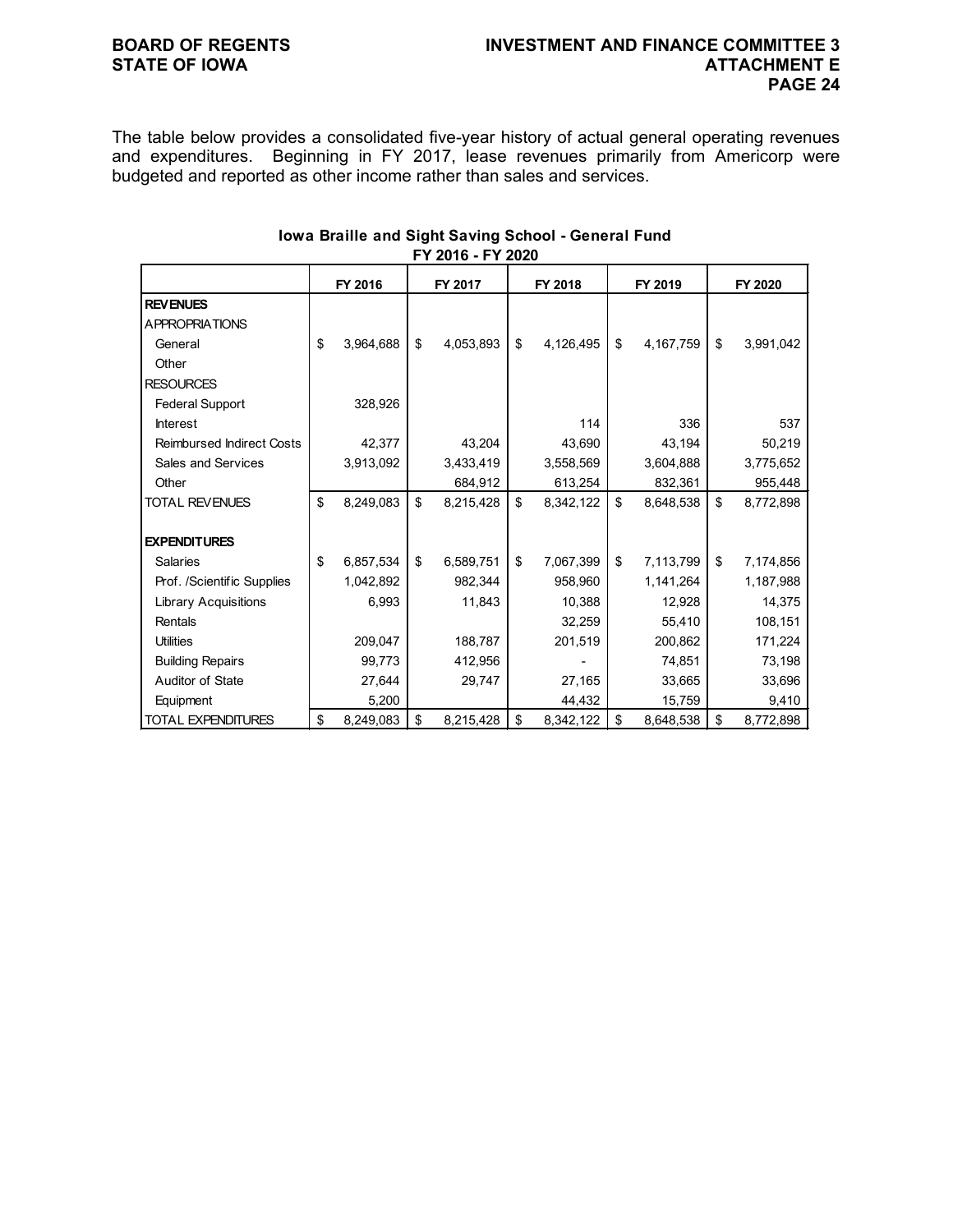The table below provides a consolidated five-year history of actual general operating revenues and expenditures. Beginning in FY 2017, lease revenues primarily from Americorp were budgeted and reported as other income rather than sales and services.

**Iowa Braille and Sight Saving School - General Fund**
**FY 2016 - FY 2020**

| | FY 2016 | FY 2017 | FY 2018 | FY 2019 | FY 2020 |
|---|---|---|---|---|---|
| **REVENUES** | | | | | |
| APPROPRIATIONS | | | | | |
| General | $ 3,964,688 | $ 4,053,893 | $ 4,126,495 | $ 4,167,759 | $ 3,991,042 |
| Other | | | | | |
| RESOURCES | | | | | |
| Federal Support | 328,926 | | | | |
| Interest | | | 114 | 336 | 537 |
| Reimbursed Indirect Costs | 42,377 | 43,204 | 43,690 | 43,194 | 50,219 |
| Sales and Services | 3,913,092 | 3,433,419 | 3,558,569 | 3,604,888 | 3,775,652 |
| Other | | 684,912 | 613,254 | 832,361 | 955,448 |
| TOTAL REVENUES | $ 8,249,083 | $ 8,215,428 | $ 8,342,122 | $ 8,648,538 | $ 8,772,898 |
| | | | | | |
| **EXPENDITURES** | | | | | |
| Salaries | $ 6,857,534 | $ 6,589,751 | $ 7,067,399 | $ 7,113,799 | $ 7,174,856 |
| Prof. /Scientific Supplies | 1,042,892 | 982,344 | 958,960 | 1,141,264 | 1,187,988 |
| Library Acquisitions | 6,993 | 11,843 | 10,388 | 12,928 | 14,375 |
| Rentals | | | 32,259 | 55,410 | 108,151 |
| Utilities | 209,047 | 188,787 | 201,519 | 200,862 | 171,224 |
| Building Repairs | 99,773 | 412,956 | - | 74,851 | 73,198 |
| Auditor of State | 27,644 | 29,747 | 27,165 | 33,665 | 33,696 |
| Equipment | 5,200 | | 44,432 | 15,759 | 9,410 |
| TOTAL EXPENDITURES | $ 8,249,083 | $ 8,215,428 | $ 8,342,122 | $ 8,648,538 | $ 8,772,898 |